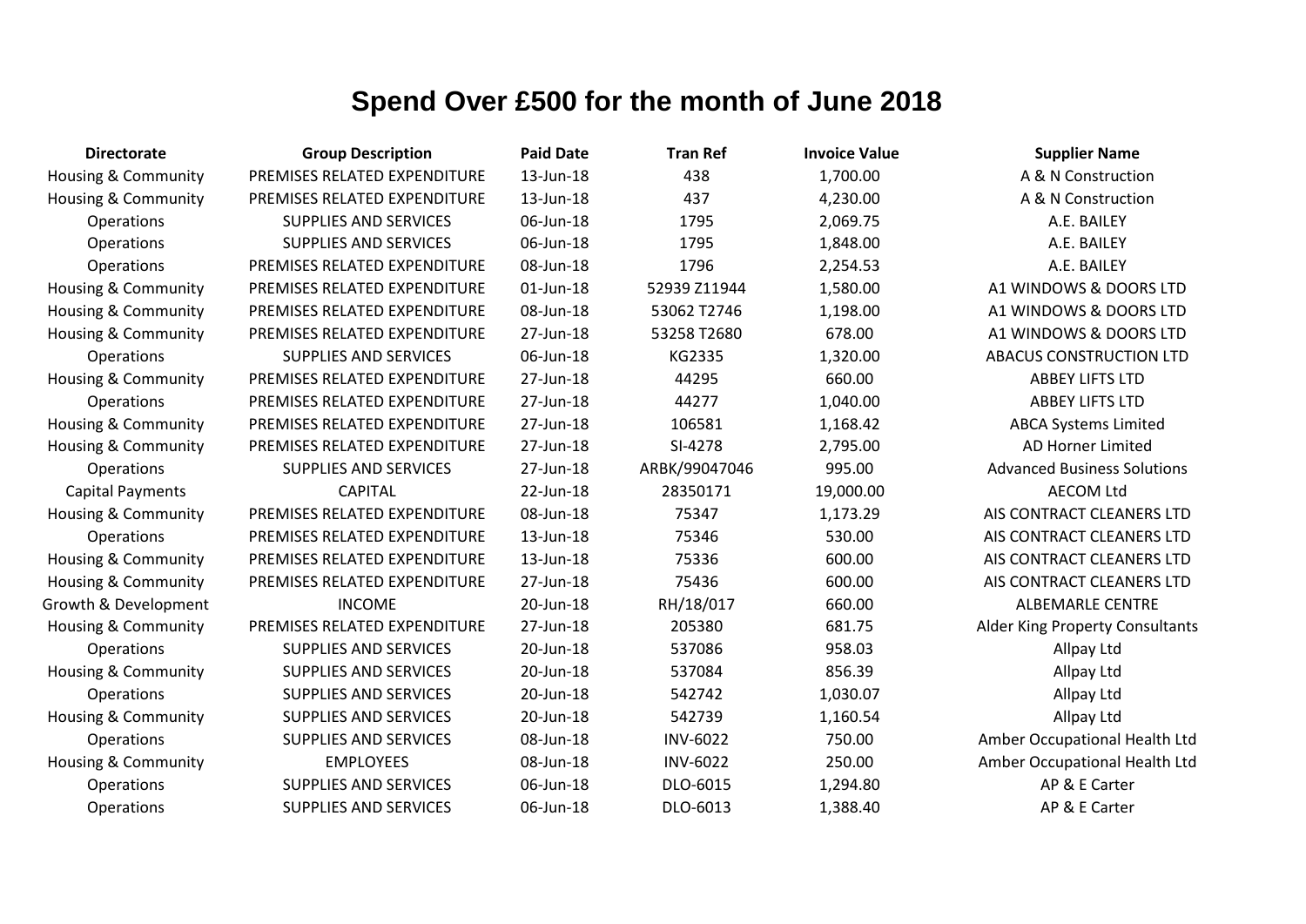# Spend Over £500 for the month of June 2018

| Directorate | Group Description | Paid Date | Tran Ref | Invoice Value | Supplier Name |
|---|---|---|---|---|---|
| Housing & Community | PREMISES RELATED EXPENDITURE | 13-Jun-18 | 438 | 1,700.00 | A & N Construction |
| Housing & Community | PREMISES RELATED EXPENDITURE | 13-Jun-18 | 437 | 4,230.00 | A & N Construction |
| Operations | SUPPLIES AND SERVICES | 06-Jun-18 | 1795 | 2,069.75 | A.E. BAILEY |
| Operations | SUPPLIES AND SERVICES | 06-Jun-18 | 1795 | 1,848.00 | A.E. BAILEY |
| Operations | PREMISES RELATED EXPENDITURE | 08-Jun-18 | 1796 | 2,254.53 | A.E. BAILEY |
| Housing & Community | PREMISES RELATED EXPENDITURE | 01-Jun-18 | 52939 Z11944 | 1,580.00 | A1 WINDOWS & DOORS LTD |
| Housing & Community | PREMISES RELATED EXPENDITURE | 08-Jun-18 | 53062 T2746 | 1,198.00 | A1 WINDOWS & DOORS LTD |
| Housing & Community | PREMISES RELATED EXPENDITURE | 27-Jun-18 | 53258 T2680 | 678.00 | A1 WINDOWS & DOORS LTD |
| Operations | SUPPLIES AND SERVICES | 06-Jun-18 | KG2335 | 1,320.00 | ABACUS CONSTRUCTION LTD |
| Housing & Community | PREMISES RELATED EXPENDITURE | 27-Jun-18 | 44295 | 660.00 | ABBEY LIFTS LTD |
| Operations | PREMISES RELATED EXPENDITURE | 27-Jun-18 | 44277 | 1,040.00 | ABBEY LIFTS LTD |
| Housing & Community | PREMISES RELATED EXPENDITURE | 27-Jun-18 | 106581 | 1,168.42 | ABCA Systems Limited |
| Housing & Community | PREMISES RELATED EXPENDITURE | 27-Jun-18 | SI-4278 | 2,795.00 | AD Horner Limited |
| Operations | SUPPLIES AND SERVICES | 27-Jun-18 | ARBK/99047046 | 995.00 | Advanced Business Solutions |
| Capital Payments | CAPITAL | 22-Jun-18 | 28350171 | 19,000.00 | AECOM Ltd |
| Housing & Community | PREMISES RELATED EXPENDITURE | 08-Jun-18 | 75347 | 1,173.29 | AIS CONTRACT CLEANERS LTD |
| Operations | PREMISES RELATED EXPENDITURE | 13-Jun-18 | 75346 | 530.00 | AIS CONTRACT CLEANERS LTD |
| Housing & Community | PREMISES RELATED EXPENDITURE | 13-Jun-18 | 75336 | 600.00 | AIS CONTRACT CLEANERS LTD |
| Housing & Community | PREMISES RELATED EXPENDITURE | 27-Jun-18 | 75436 | 600.00 | AIS CONTRACT CLEANERS LTD |
| Growth & Development | INCOME | 20-Jun-18 | RH/18/017 | 660.00 | ALBEMARLE CENTRE |
| Housing & Community | PREMISES RELATED EXPENDITURE | 27-Jun-18 | 205380 | 681.75 | Alder King Property Consultants |
| Operations | SUPPLIES AND SERVICES | 20-Jun-18 | 537086 | 958.03 | Allpay Ltd |
| Housing & Community | SUPPLIES AND SERVICES | 20-Jun-18 | 537084 | 856.39 | Allpay Ltd |
| Operations | SUPPLIES AND SERVICES | 20-Jun-18 | 542742 | 1,030.07 | Allpay Ltd |
| Housing & Community | SUPPLIES AND SERVICES | 20-Jun-18 | 542739 | 1,160.54 | Allpay Ltd |
| Operations | SUPPLIES AND SERVICES | 08-Jun-18 | INV-6022 | 750.00 | Amber Occupational Health Ltd |
| Housing & Community | EMPLOYEES | 08-Jun-18 | INV-6022 | 250.00 | Amber Occupational Health Ltd |
| Operations | SUPPLIES AND SERVICES | 06-Jun-18 | DLO-6015 | 1,294.80 | AP & E Carter |
| Operations | SUPPLIES AND SERVICES | 06-Jun-18 | DLO-6013 | 1,388.40 | AP & E Carter |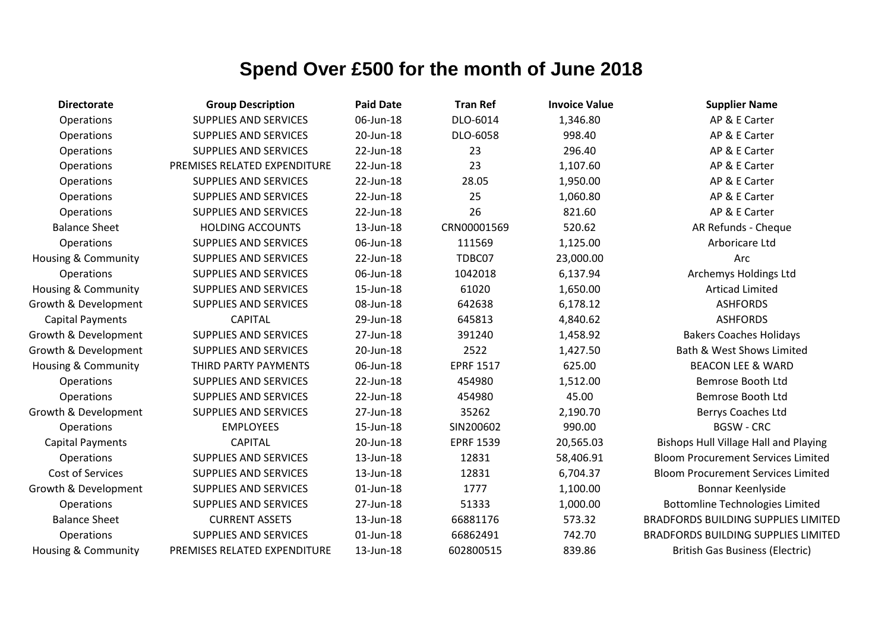# Spend Over £500 for the month of June 2018

| Directorate | Group Description | Paid Date | Tran Ref | Invoice Value | Supplier Name |
|---|---|---|---|---|---|
| Operations | SUPPLIES AND SERVICES | 06-Jun-18 | DLO-6014 | 1,346.80 | AP & E Carter |
| Operations | SUPPLIES AND SERVICES | 20-Jun-18 | DLO-6058 | 998.40 | AP & E Carter |
| Operations | SUPPLIES AND SERVICES | 22-Jun-18 | 23 | 296.40 | AP & E Carter |
| Operations | PREMISES RELATED EXPENDITURE | 22-Jun-18 | 23 | 1,107.60 | AP & E Carter |
| Operations | SUPPLIES AND SERVICES | 22-Jun-18 | 28.05 | 1,950.00 | AP & E Carter |
| Operations | SUPPLIES AND SERVICES | 22-Jun-18 | 25 | 1,060.80 | AP & E Carter |
| Operations | SUPPLIES AND SERVICES | 22-Jun-18 | 26 | 821.60 | AP & E Carter |
| Balance Sheet | HOLDING ACCOUNTS | 13-Jun-18 | CRN00001569 | 520.62 | AR Refunds - Cheque |
| Operations | SUPPLIES AND SERVICES | 06-Jun-18 | 111569 | 1,125.00 | Arboricare Ltd |
| Housing & Community | SUPPLIES AND SERVICES | 22-Jun-18 | TDBC07 | 23,000.00 | Arc |
| Operations | SUPPLIES AND SERVICES | 06-Jun-18 | 1042018 | 6,137.94 | Archemys Holdings Ltd |
| Housing & Community | SUPPLIES AND SERVICES | 15-Jun-18 | 61020 | 1,650.00 | Articad Limited |
| Growth & Development | SUPPLIES AND SERVICES | 08-Jun-18 | 642638 | 6,178.12 | ASHFORDS |
| Capital Payments | CAPITAL | 29-Jun-18 | 645813 | 4,840.62 | ASHFORDS |
| Growth & Development | SUPPLIES AND SERVICES | 27-Jun-18 | 391240 | 1,458.92 | Bakers Coaches Holidays |
| Growth & Development | SUPPLIES AND SERVICES | 20-Jun-18 | 2522 | 1,427.50 | Bath & West Shows Limited |
| Housing & Community | THIRD PARTY PAYMENTS | 06-Jun-18 | EPRF 1517 | 625.00 | BEACON LEE & WARD |
| Operations | SUPPLIES AND SERVICES | 22-Jun-18 | 454980 | 1,512.00 | Bemrose Booth Ltd |
| Operations | SUPPLIES AND SERVICES | 22-Jun-18 | 454980 | 45.00 | Bemrose Booth Ltd |
| Growth & Development | SUPPLIES AND SERVICES | 27-Jun-18 | 35262 | 2,190.70 | Berrys Coaches Ltd |
| Operations | EMPLOYEES | 15-Jun-18 | SIN200602 | 990.00 | BGSW - CRC |
| Capital Payments | CAPITAL | 20-Jun-18 | EPRF 1539 | 20,565.03 | Bishops Hull Village Hall and Playing |
| Operations | SUPPLIES AND SERVICES | 13-Jun-18 | 12831 | 58,406.91 | Bloom Procurement Services Limited |
| Cost of Services | SUPPLIES AND SERVICES | 13-Jun-18 | 12831 | 6,704.37 | Bloom Procurement Services Limited |
| Growth & Development | SUPPLIES AND SERVICES | 01-Jun-18 | 1777 | 1,100.00 | Bonnar Keenlyside |
| Operations | SUPPLIES AND SERVICES | 27-Jun-18 | 51333 | 1,000.00 | Bottomline Technologies Limited |
| Balance Sheet | CURRENT ASSETS | 13-Jun-18 | 66881176 | 573.32 | BRADFORDS BUILDING SUPPLIES LIMITED |
| Operations | SUPPLIES AND SERVICES | 01-Jun-18 | 66862491 | 742.70 | BRADFORDS BUILDING SUPPLIES LIMITED |
| Housing & Community | PREMISES RELATED EXPENDITURE | 13-Jun-18 | 602800515 | 839.86 | British Gas Business (Electric) |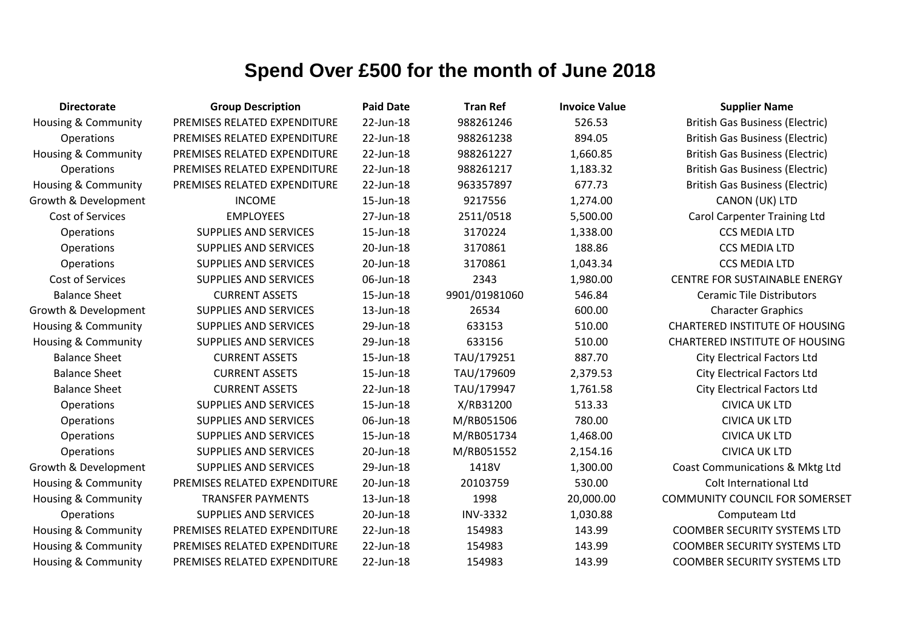# Spend Over £500 for the month of June 2018

| Directorate | Group Description | Paid Date | Tran Ref | Invoice Value | Supplier Name |
|---|---|---|---|---|---|
| Housing & Community | PREMISES RELATED EXPENDITURE | 22-Jun-18 | 988261246 | 526.53 | British Gas Business (Electric) |
| Operations | PREMISES RELATED EXPENDITURE | 22-Jun-18 | 988261238 | 894.05 | British Gas Business (Electric) |
| Housing & Community | PREMISES RELATED EXPENDITURE | 22-Jun-18 | 988261227 | 1,660.85 | British Gas Business (Electric) |
| Operations | PREMISES RELATED EXPENDITURE | 22-Jun-18 | 988261217 | 1,183.32 | British Gas Business (Electric) |
| Housing & Community | PREMISES RELATED EXPENDITURE | 22-Jun-18 | 963357897 | 677.73 | British Gas Business (Electric) |
| Growth & Development | INCOME | 15-Jun-18 | 9217556 | 1,274.00 | CANON (UK) LTD |
| Cost of Services | EMPLOYEES | 27-Jun-18 | 2511/0518 | 5,500.00 | Carol Carpenter Training Ltd |
| Operations | SUPPLIES AND SERVICES | 15-Jun-18 | 3170224 | 1,338.00 | CCS MEDIA LTD |
| Operations | SUPPLIES AND SERVICES | 20-Jun-18 | 3170861 | 188.86 | CCS MEDIA LTD |
| Operations | SUPPLIES AND SERVICES | 20-Jun-18 | 3170861 | 1,043.34 | CCS MEDIA LTD |
| Cost of Services | SUPPLIES AND SERVICES | 06-Jun-18 | 2343 | 1,980.00 | CENTRE FOR SUSTAINABLE ENERGY |
| Balance Sheet | CURRENT ASSETS | 15-Jun-18 | 9901/01981060 | 546.84 | Ceramic Tile Distributors |
| Growth & Development | SUPPLIES AND SERVICES | 13-Jun-18 | 26534 | 600.00 | Character Graphics |
| Housing & Community | SUPPLIES AND SERVICES | 29-Jun-18 | 633153 | 510.00 | CHARTERED INSTITUTE OF HOUSING |
| Housing & Community | SUPPLIES AND SERVICES | 29-Jun-18 | 633156 | 510.00 | CHARTERED INSTITUTE OF HOUSING |
| Balance Sheet | CURRENT ASSETS | 15-Jun-18 | TAU/179251 | 887.70 | City Electrical Factors Ltd |
| Balance Sheet | CURRENT ASSETS | 15-Jun-18 | TAU/179609 | 2,379.53 | City Electrical Factors Ltd |
| Balance Sheet | CURRENT ASSETS | 22-Jun-18 | TAU/179947 | 1,761.58 | City Electrical Factors Ltd |
| Operations | SUPPLIES AND SERVICES | 15-Jun-18 | X/RB31200 | 513.33 | CIVICA UK LTD |
| Operations | SUPPLIES AND SERVICES | 06-Jun-18 | M/RB051506 | 780.00 | CIVICA UK LTD |
| Operations | SUPPLIES AND SERVICES | 15-Jun-18 | M/RB051734 | 1,468.00 | CIVICA UK LTD |
| Operations | SUPPLIES AND SERVICES | 20-Jun-18 | M/RB051552 | 2,154.16 | CIVICA UK LTD |
| Growth & Development | SUPPLIES AND SERVICES | 29-Jun-18 | 1418V | 1,300.00 | Coast Communications & Mktg Ltd |
| Housing & Community | PREMISES RELATED EXPENDITURE | 20-Jun-18 | 20103759 | 530.00 | Colt International Ltd |
| Housing & Community | TRANSFER PAYMENTS | 13-Jun-18 | 1998 | 20,000.00 | COMMUNITY COUNCIL FOR SOMERSET |
| Operations | SUPPLIES AND SERVICES | 20-Jun-18 | INV-3332 | 1,030.88 | Computeam Ltd |
| Housing & Community | PREMISES RELATED EXPENDITURE | 22-Jun-18 | 154983 | 143.99 | COOMBER SECURITY SYSTEMS LTD |
| Housing & Community | PREMISES RELATED EXPENDITURE | 22-Jun-18 | 154983 | 143.99 | COOMBER SECURITY SYSTEMS LTD |
| Housing & Community | PREMISES RELATED EXPENDITURE | 22-Jun-18 | 154983 | 143.99 | COOMBER SECURITY SYSTEMS LTD |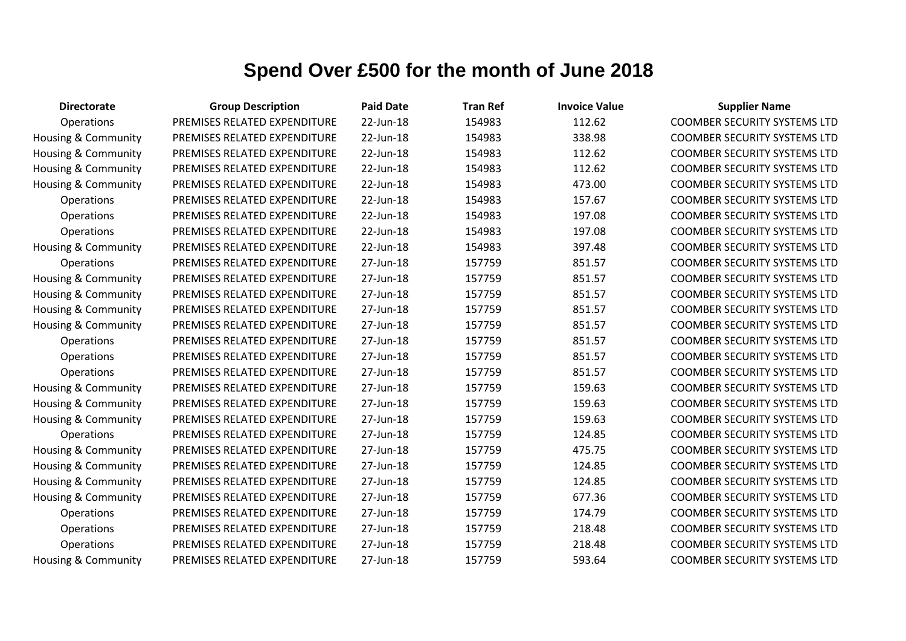# Spend Over £500 for the month of June 2018

| Directorate | Group Description | Paid Date | Tran Ref | Invoice Value | Supplier Name |
|---|---|---|---|---|---|
| Operations | PREMISES RELATED EXPENDITURE | 22-Jun-18 | 154983 | 112.62 | COOMBER SECURITY SYSTEMS LTD |
| Housing & Community | PREMISES RELATED EXPENDITURE | 22-Jun-18 | 154983 | 338.98 | COOMBER SECURITY SYSTEMS LTD |
| Housing & Community | PREMISES RELATED EXPENDITURE | 22-Jun-18 | 154983 | 112.62 | COOMBER SECURITY SYSTEMS LTD |
| Housing & Community | PREMISES RELATED EXPENDITURE | 22-Jun-18 | 154983 | 112.62 | COOMBER SECURITY SYSTEMS LTD |
| Housing & Community | PREMISES RELATED EXPENDITURE | 22-Jun-18 | 154983 | 473.00 | COOMBER SECURITY SYSTEMS LTD |
| Operations | PREMISES RELATED EXPENDITURE | 22-Jun-18 | 154983 | 157.67 | COOMBER SECURITY SYSTEMS LTD |
| Operations | PREMISES RELATED EXPENDITURE | 22-Jun-18 | 154983 | 197.08 | COOMBER SECURITY SYSTEMS LTD |
| Operations | PREMISES RELATED EXPENDITURE | 22-Jun-18 | 154983 | 197.08 | COOMBER SECURITY SYSTEMS LTD |
| Housing & Community | PREMISES RELATED EXPENDITURE | 22-Jun-18 | 154983 | 397.48 | COOMBER SECURITY SYSTEMS LTD |
| Operations | PREMISES RELATED EXPENDITURE | 27-Jun-18 | 157759 | 851.57 | COOMBER SECURITY SYSTEMS LTD |
| Housing & Community | PREMISES RELATED EXPENDITURE | 27-Jun-18 | 157759 | 851.57 | COOMBER SECURITY SYSTEMS LTD |
| Housing & Community | PREMISES RELATED EXPENDITURE | 27-Jun-18 | 157759 | 851.57 | COOMBER SECURITY SYSTEMS LTD |
| Housing & Community | PREMISES RELATED EXPENDITURE | 27-Jun-18 | 157759 | 851.57 | COOMBER SECURITY SYSTEMS LTD |
| Housing & Community | PREMISES RELATED EXPENDITURE | 27-Jun-18 | 157759 | 851.57 | COOMBER SECURITY SYSTEMS LTD |
| Operations | PREMISES RELATED EXPENDITURE | 27-Jun-18 | 157759 | 851.57 | COOMBER SECURITY SYSTEMS LTD |
| Operations | PREMISES RELATED EXPENDITURE | 27-Jun-18 | 157759 | 851.57 | COOMBER SECURITY SYSTEMS LTD |
| Operations | PREMISES RELATED EXPENDITURE | 27-Jun-18 | 157759 | 851.57 | COOMBER SECURITY SYSTEMS LTD |
| Housing & Community | PREMISES RELATED EXPENDITURE | 27-Jun-18 | 157759 | 159.63 | COOMBER SECURITY SYSTEMS LTD |
| Housing & Community | PREMISES RELATED EXPENDITURE | 27-Jun-18 | 157759 | 159.63 | COOMBER SECURITY SYSTEMS LTD |
| Housing & Community | PREMISES RELATED EXPENDITURE | 27-Jun-18 | 157759 | 159.63 | COOMBER SECURITY SYSTEMS LTD |
| Operations | PREMISES RELATED EXPENDITURE | 27-Jun-18 | 157759 | 124.85 | COOMBER SECURITY SYSTEMS LTD |
| Housing & Community | PREMISES RELATED EXPENDITURE | 27-Jun-18 | 157759 | 475.75 | COOMBER SECURITY SYSTEMS LTD |
| Housing & Community | PREMISES RELATED EXPENDITURE | 27-Jun-18 | 157759 | 124.85 | COOMBER SECURITY SYSTEMS LTD |
| Housing & Community | PREMISES RELATED EXPENDITURE | 27-Jun-18 | 157759 | 124.85 | COOMBER SECURITY SYSTEMS LTD |
| Housing & Community | PREMISES RELATED EXPENDITURE | 27-Jun-18 | 157759 | 677.36 | COOMBER SECURITY SYSTEMS LTD |
| Operations | PREMISES RELATED EXPENDITURE | 27-Jun-18 | 157759 | 174.79 | COOMBER SECURITY SYSTEMS LTD |
| Operations | PREMISES RELATED EXPENDITURE | 27-Jun-18 | 157759 | 218.48 | COOMBER SECURITY SYSTEMS LTD |
| Operations | PREMISES RELATED EXPENDITURE | 27-Jun-18 | 157759 | 218.48 | COOMBER SECURITY SYSTEMS LTD |
| Housing & Community | PREMISES RELATED EXPENDITURE | 27-Jun-18 | 157759 | 593.64 | COOMBER SECURITY SYSTEMS LTD |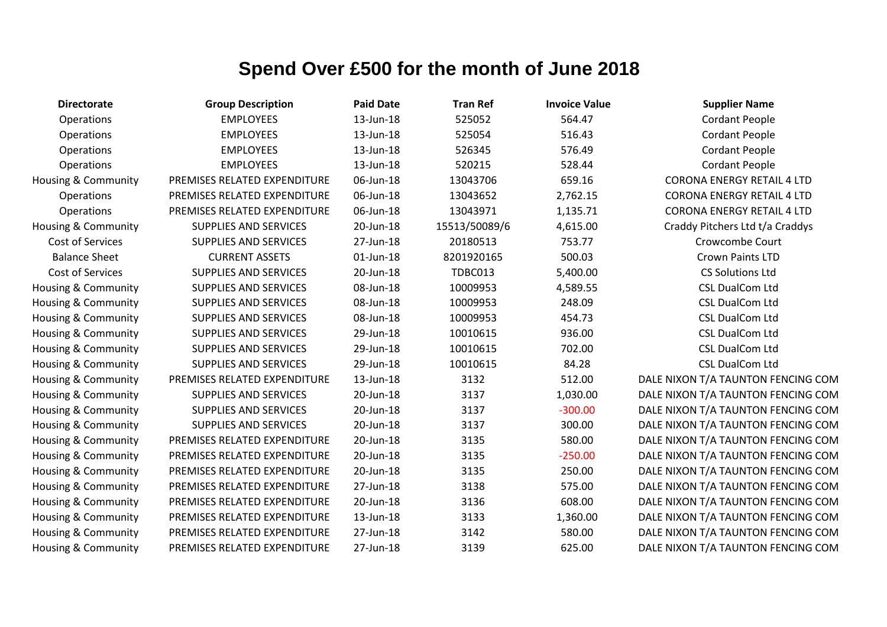# Spend Over £500 for the month of June 2018

| Directorate | Group Description | Paid Date | Tran Ref | Invoice Value | Supplier Name |
|---|---|---|---|---|---|
| Operations | EMPLOYEES | 13-Jun-18 | 525052 | 564.47 | Cordant People |
| Operations | EMPLOYEES | 13-Jun-18 | 525054 | 516.43 | Cordant People |
| Operations | EMPLOYEES | 13-Jun-18 | 526345 | 576.49 | Cordant People |
| Operations | EMPLOYEES | 13-Jun-18 | 520215 | 528.44 | Cordant People |
| Housing & Community | PREMISES RELATED EXPENDITURE | 06-Jun-18 | 13043706 | 659.16 | CORONA ENERGY RETAIL 4 LTD |
| Operations | PREMISES RELATED EXPENDITURE | 06-Jun-18 | 13043652 | 2,762.15 | CORONA ENERGY RETAIL 4 LTD |
| Operations | PREMISES RELATED EXPENDITURE | 06-Jun-18 | 13043971 | 1,135.71 | CORONA ENERGY RETAIL 4 LTD |
| Housing & Community | SUPPLIES AND SERVICES | 20-Jun-18 | 15513/50089/6 | 4,615.00 | Craddy Pitchers Ltd t/a Craddys |
| Cost of Services | SUPPLIES AND SERVICES | 27-Jun-18 | 20180513 | 753.77 | Crowcombe Court |
| Balance Sheet | CURRENT ASSETS | 01-Jun-18 | 8201920165 | 500.03 | Crown Paints LTD |
| Cost of Services | SUPPLIES AND SERVICES | 20-Jun-18 | TDBC013 | 5,400.00 | CS Solutions Ltd |
| Housing & Community | SUPPLIES AND SERVICES | 08-Jun-18 | 10009953 | 4,589.55 | CSL DualCom Ltd |
| Housing & Community | SUPPLIES AND SERVICES | 08-Jun-18 | 10009953 | 248.09 | CSL DualCom Ltd |
| Housing & Community | SUPPLIES AND SERVICES | 08-Jun-18 | 10009953 | 454.73 | CSL DualCom Ltd |
| Housing & Community | SUPPLIES AND SERVICES | 29-Jun-18 | 10010615 | 936.00 | CSL DualCom Ltd |
| Housing & Community | SUPPLIES AND SERVICES | 29-Jun-18 | 10010615 | 702.00 | CSL DualCom Ltd |
| Housing & Community | SUPPLIES AND SERVICES | 29-Jun-18 | 10010615 | 84.28 | CSL DualCom Ltd |
| Housing & Community | PREMISES RELATED EXPENDITURE | 13-Jun-18 | 3132 | 512.00 | DALE NIXON T/A TAUNTON FENCING COM |
| Housing & Community | SUPPLIES AND SERVICES | 20-Jun-18 | 3137 | 1,030.00 | DALE NIXON T/A TAUNTON FENCING COM |
| Housing & Community | SUPPLIES AND SERVICES | 20-Jun-18 | 3137 | -300.00 | DALE NIXON T/A TAUNTON FENCING COM |
| Housing & Community | SUPPLIES AND SERVICES | 20-Jun-18 | 3137 | 300.00 | DALE NIXON T/A TAUNTON FENCING COM |
| Housing & Community | PREMISES RELATED EXPENDITURE | 20-Jun-18 | 3135 | 580.00 | DALE NIXON T/A TAUNTON FENCING COM |
| Housing & Community | PREMISES RELATED EXPENDITURE | 20-Jun-18 | 3135 | -250.00 | DALE NIXON T/A TAUNTON FENCING COM |
| Housing & Community | PREMISES RELATED EXPENDITURE | 20-Jun-18 | 3135 | 250.00 | DALE NIXON T/A TAUNTON FENCING COM |
| Housing & Community | PREMISES RELATED EXPENDITURE | 27-Jun-18 | 3138 | 575.00 | DALE NIXON T/A TAUNTON FENCING COM |
| Housing & Community | PREMISES RELATED EXPENDITURE | 20-Jun-18 | 3136 | 608.00 | DALE NIXON T/A TAUNTON FENCING COM |
| Housing & Community | PREMISES RELATED EXPENDITURE | 13-Jun-18 | 3133 | 1,360.00 | DALE NIXON T/A TAUNTON FENCING COM |
| Housing & Community | PREMISES RELATED EXPENDITURE | 27-Jun-18 | 3142 | 580.00 | DALE NIXON T/A TAUNTON FENCING COM |
| Housing & Community | PREMISES RELATED EXPENDITURE | 27-Jun-18 | 3139 | 625.00 | DALE NIXON T/A TAUNTON FENCING COM |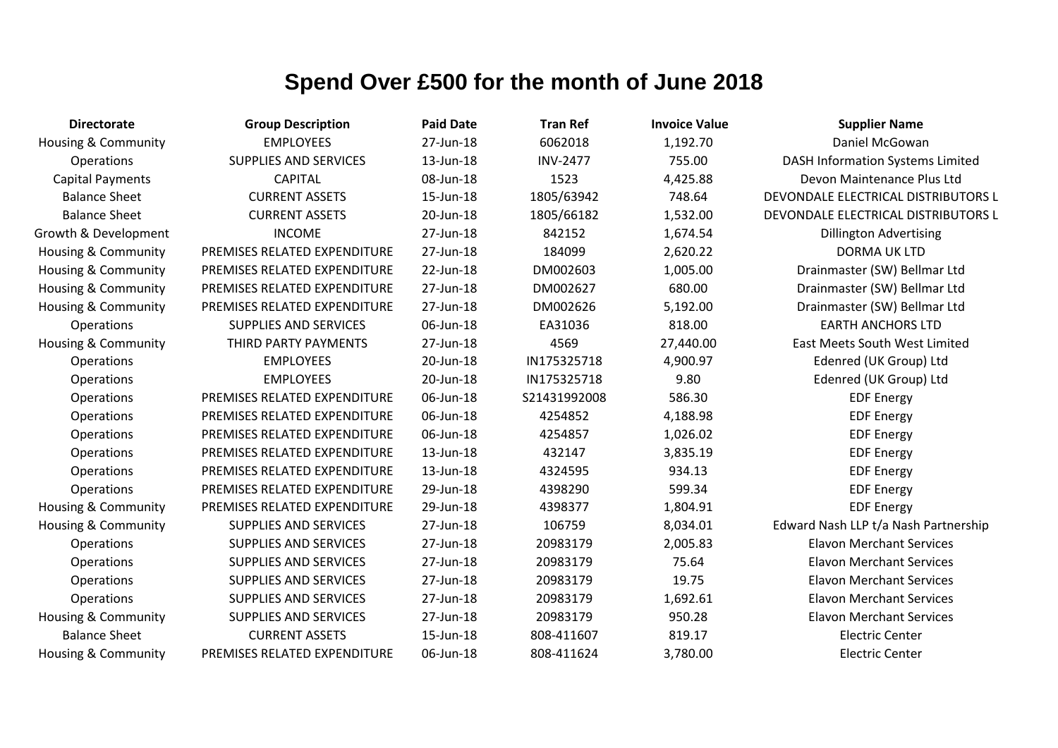# Spend Over £500 for the month of June 2018

| Directorate | Group Description | Paid Date | Tran Ref | Invoice Value | Supplier Name |
|---|---|---|---|---|---|
| Housing & Community | EMPLOYEES | 27-Jun-18 | 6062018 | 1,192.70 | Daniel McGowan |
| Operations | SUPPLIES AND SERVICES | 13-Jun-18 | INV-2477 | 755.00 | DASH Information Systems Limited |
| Capital Payments | CAPITAL | 08-Jun-18 | 1523 | 4,425.88 | Devon Maintenance Plus Ltd |
| Balance Sheet | CURRENT ASSETS | 15-Jun-18 | 1805/63942 | 748.64 | DEVONDALE ELECTRICAL DISTRIBUTORS L |
| Balance Sheet | CURRENT ASSETS | 20-Jun-18 | 1805/66182 | 1,532.00 | DEVONDALE ELECTRICAL DISTRIBUTORS L |
| Growth & Development | INCOME | 27-Jun-18 | 842152 | 1,674.54 | Dillington Advertising |
| Housing & Community | PREMISES RELATED EXPENDITURE | 27-Jun-18 | 184099 | 2,620.22 | DORMA UK LTD |
| Housing & Community | PREMISES RELATED EXPENDITURE | 22-Jun-18 | DM002603 | 1,005.00 | Drainmaster (SW) Bellmar Ltd |
| Housing & Community | PREMISES RELATED EXPENDITURE | 27-Jun-18 | DM002627 | 680.00 | Drainmaster (SW) Bellmar Ltd |
| Housing & Community | PREMISES RELATED EXPENDITURE | 27-Jun-18 | DM002626 | 5,192.00 | Drainmaster (SW) Bellmar Ltd |
| Operations | SUPPLIES AND SERVICES | 06-Jun-18 | EA31036 | 818.00 | EARTH ANCHORS LTD |
| Housing & Community | THIRD PARTY PAYMENTS | 27-Jun-18 | 4569 | 27,440.00 | East Meets South West Limited |
| Operations | EMPLOYEES | 20-Jun-18 | IN175325718 | 4,900.97 | Edenred (UK Group) Ltd |
| Operations | EMPLOYEES | 20-Jun-18 | IN175325718 | 9.80 | Edenred (UK Group) Ltd |
| Operations | PREMISES RELATED EXPENDITURE | 06-Jun-18 | S21431992008 | 586.30 | EDF Energy |
| Operations | PREMISES RELATED EXPENDITURE | 06-Jun-18 | 4254852 | 4,188.98 | EDF Energy |
| Operations | PREMISES RELATED EXPENDITURE | 06-Jun-18 | 4254857 | 1,026.02 | EDF Energy |
| Operations | PREMISES RELATED EXPENDITURE | 13-Jun-18 | 432147 | 3,835.19 | EDF Energy |
| Operations | PREMISES RELATED EXPENDITURE | 13-Jun-18 | 4324595 | 934.13 | EDF Energy |
| Operations | PREMISES RELATED EXPENDITURE | 29-Jun-18 | 4398290 | 599.34 | EDF Energy |
| Housing & Community | PREMISES RELATED EXPENDITURE | 29-Jun-18 | 4398377 | 1,804.91 | EDF Energy |
| Housing & Community | SUPPLIES AND SERVICES | 27-Jun-18 | 106759 | 8,034.01 | Edward Nash LLP t/a Nash Partnership |
| Operations | SUPPLIES AND SERVICES | 27-Jun-18 | 20983179 | 2,005.83 | Elavon Merchant Services |
| Operations | SUPPLIES AND SERVICES | 27-Jun-18 | 20983179 | 75.64 | Elavon Merchant Services |
| Operations | SUPPLIES AND SERVICES | 27-Jun-18 | 20983179 | 19.75 | Elavon Merchant Services |
| Operations | SUPPLIES AND SERVICES | 27-Jun-18 | 20983179 | 1,692.61 | Elavon Merchant Services |
| Housing & Community | SUPPLIES AND SERVICES | 27-Jun-18 | 20983179 | 950.28 | Elavon Merchant Services |
| Balance Sheet | CURRENT ASSETS | 15-Jun-18 | 808-411607 | 819.17 | Electric Center |
| Housing & Community | PREMISES RELATED EXPENDITURE | 06-Jun-18 | 808-411624 | 3,780.00 | Electric Center |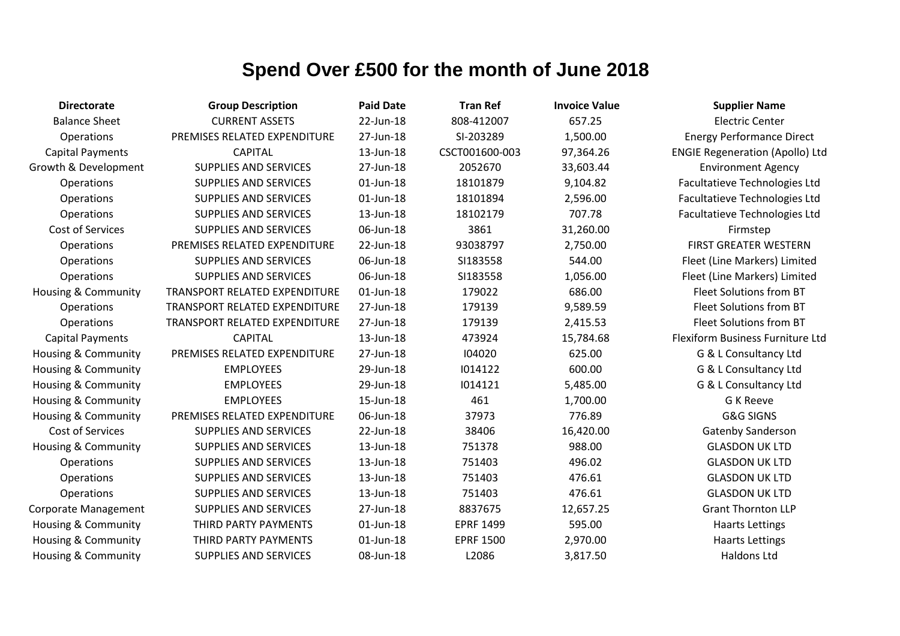# Spend Over £500 for the month of June 2018

| Directorate | Group Description | Paid Date | Tran Ref | Invoice Value | Supplier Name |
|---|---|---|---|---|---|
| Balance Sheet | CURRENT ASSETS | 22-Jun-18 | 808-412007 | 657.25 | Electric Center |
| Operations | PREMISES RELATED EXPENDITURE | 27-Jun-18 | SI-203289 | 1,500.00 | Energy Performance Direct |
| Capital Payments | CAPITAL | 13-Jun-18 | CSCT001600-003 | 97,364.26 | ENGIE Regeneration (Apollo) Ltd |
| Growth & Development | SUPPLIES AND SERVICES | 27-Jun-18 | 2052670 | 33,603.44 | Environment Agency |
| Operations | SUPPLIES AND SERVICES | 01-Jun-18 | 18101879 | 9,104.82 | Facultatieve Technologies Ltd |
| Operations | SUPPLIES AND SERVICES | 01-Jun-18 | 18101894 | 2,596.00 | Facultatieve Technologies Ltd |
| Operations | SUPPLIES AND SERVICES | 13-Jun-18 | 18102179 | 707.78 | Facultatieve Technologies Ltd |
| Cost of Services | SUPPLIES AND SERVICES | 06-Jun-18 | 3861 | 31,260.00 | Firmstep |
| Operations | PREMISES RELATED EXPENDITURE | 22-Jun-18 | 93038797 | 2,750.00 | FIRST GREATER WESTERN |
| Operations | SUPPLIES AND SERVICES | 06-Jun-18 | SI183558 | 544.00 | Fleet (Line Markers) Limited |
| Operations | SUPPLIES AND SERVICES | 06-Jun-18 | SI183558 | 1,056.00 | Fleet (Line Markers) Limited |
| Housing & Community | TRANSPORT RELATED EXPENDITURE | 01-Jun-18 | 179022 | 686.00 | Fleet Solutions from BT |
| Operations | TRANSPORT RELATED EXPENDITURE | 27-Jun-18 | 179139 | 9,589.59 | Fleet Solutions from BT |
| Operations | TRANSPORT RELATED EXPENDITURE | 27-Jun-18 | 179139 | 2,415.53 | Fleet Solutions from BT |
| Capital Payments | CAPITAL | 13-Jun-18 | 473924 | 15,784.68 | Flexiform Business Furniture Ltd |
| Housing & Community | PREMISES RELATED EXPENDITURE | 27-Jun-18 | I04020 | 625.00 | G & L Consultancy Ltd |
| Housing & Community | EMPLOYEES | 29-Jun-18 | I014122 | 600.00 | G & L Consultancy Ltd |
| Housing & Community | EMPLOYEES | 29-Jun-18 | I014121 | 5,485.00 | G & L Consultancy Ltd |
| Housing & Community | EMPLOYEES | 15-Jun-18 | 461 | 1,700.00 | G K Reeve |
| Housing & Community | PREMISES RELATED EXPENDITURE | 06-Jun-18 | 37973 | 776.89 | G&G SIGNS |
| Cost of Services | SUPPLIES AND SERVICES | 22-Jun-18 | 38406 | 16,420.00 | Gatenby Sanderson |
| Housing & Community | SUPPLIES AND SERVICES | 13-Jun-18 | 751378 | 988.00 | GLASDON UK LTD |
| Operations | SUPPLIES AND SERVICES | 13-Jun-18 | 751403 | 496.02 | GLASDON UK LTD |
| Operations | SUPPLIES AND SERVICES | 13-Jun-18 | 751403 | 476.61 | GLASDON UK LTD |
| Operations | SUPPLIES AND SERVICES | 13-Jun-18 | 751403 | 476.61 | GLASDON UK LTD |
| Corporate Management | SUPPLIES AND SERVICES | 27-Jun-18 | 8837675 | 12,657.25 | Grant Thornton LLP |
| Housing & Community | THIRD PARTY PAYMENTS | 01-Jun-18 | EPRF 1499 | 595.00 | Haarts Lettings |
| Housing & Community | THIRD PARTY PAYMENTS | 01-Jun-18 | EPRF 1500 | 2,970.00 | Haarts Lettings |
| Housing & Community | SUPPLIES AND SERVICES | 08-Jun-18 | L2086 | 3,817.50 | Haldons Ltd |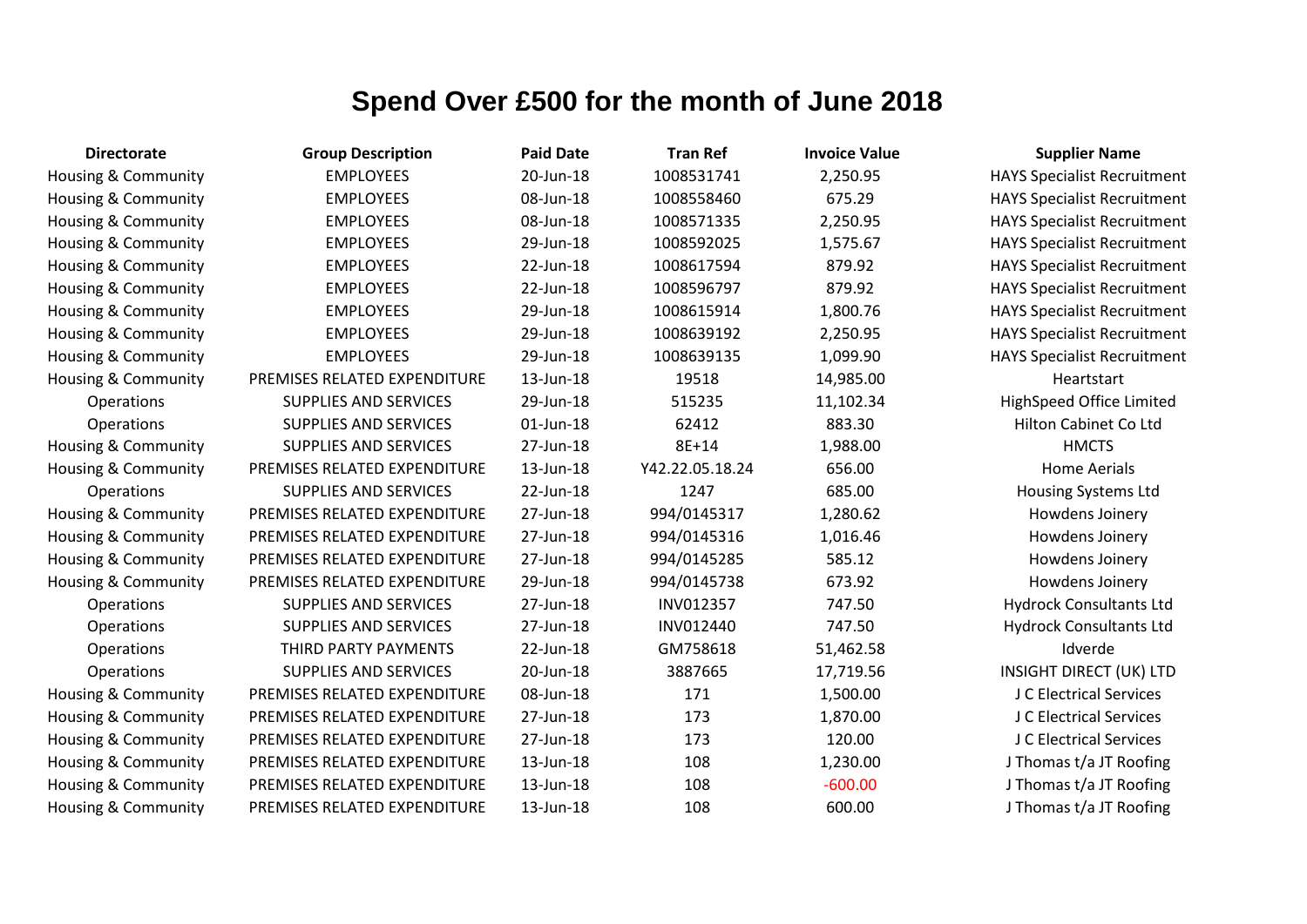# Spend Over £500 for the month of June 2018

| Directorate | Group Description | Paid Date | Tran Ref | Invoice Value | Supplier Name |
|---|---|---|---|---|---|
| Housing & Community | EMPLOYEES | 20-Jun-18 | 1008531741 | 2,250.95 | HAYS Specialist Recruitment |
| Housing & Community | EMPLOYEES | 08-Jun-18 | 1008558460 | 675.29 | HAYS Specialist Recruitment |
| Housing & Community | EMPLOYEES | 08-Jun-18 | 1008571335 | 2,250.95 | HAYS Specialist Recruitment |
| Housing & Community | EMPLOYEES | 29-Jun-18 | 1008592025 | 1,575.67 | HAYS Specialist Recruitment |
| Housing & Community | EMPLOYEES | 22-Jun-18 | 1008617594 | 879.92 | HAYS Specialist Recruitment |
| Housing & Community | EMPLOYEES | 22-Jun-18 | 1008596797 | 879.92 | HAYS Specialist Recruitment |
| Housing & Community | EMPLOYEES | 29-Jun-18 | 1008615914 | 1,800.76 | HAYS Specialist Recruitment |
| Housing & Community | EMPLOYEES | 29-Jun-18 | 1008639192 | 2,250.95 | HAYS Specialist Recruitment |
| Housing & Community | EMPLOYEES | 29-Jun-18 | 1008639135 | 1,099.90 | HAYS Specialist Recruitment |
| Housing & Community | PREMISES RELATED EXPENDITURE | 13-Jun-18 | 19518 | 14,985.00 | Heartstart |
| Operations | SUPPLIES AND SERVICES | 29-Jun-18 | 515235 | 11,102.34 | HighSpeed Office Limited |
| Operations | SUPPLIES AND SERVICES | 01-Jun-18 | 62412 | 883.30 | Hilton Cabinet Co Ltd |
| Housing & Community | SUPPLIES AND SERVICES | 27-Jun-18 | 8E+14 | 1,988.00 | HMCTS |
| Housing & Community | PREMISES RELATED EXPENDITURE | 13-Jun-18 | Y42.22.05.18.24 | 656.00 | Home Aerials |
| Operations | SUPPLIES AND SERVICES | 22-Jun-18 | 1247 | 685.00 | Housing Systems Ltd |
| Housing & Community | PREMISES RELATED EXPENDITURE | 27-Jun-18 | 994/0145317 | 1,280.62 | Howdens Joinery |
| Housing & Community | PREMISES RELATED EXPENDITURE | 27-Jun-18 | 994/0145316 | 1,016.46 | Howdens Joinery |
| Housing & Community | PREMISES RELATED EXPENDITURE | 27-Jun-18 | 994/0145285 | 585.12 | Howdens Joinery |
| Housing & Community | PREMISES RELATED EXPENDITURE | 29-Jun-18 | 994/0145738 | 673.92 | Howdens Joinery |
| Operations | SUPPLIES AND SERVICES | 27-Jun-18 | INV012357 | 747.50 | Hydrock Consultants Ltd |
| Operations | SUPPLIES AND SERVICES | 27-Jun-18 | INV012440 | 747.50 | Hydrock Consultants Ltd |
| Operations | THIRD PARTY PAYMENTS | 22-Jun-18 | GM758618 | 51,462.58 | Idverde |
| Operations | SUPPLIES AND SERVICES | 20-Jun-18 | 3887665 | 17,719.56 | INSIGHT DIRECT (UK) LTD |
| Housing & Community | PREMISES RELATED EXPENDITURE | 08-Jun-18 | 171 | 1,500.00 | J C Electrical Services |
| Housing & Community | PREMISES RELATED EXPENDITURE | 27-Jun-18 | 173 | 1,870.00 | J C Electrical Services |
| Housing & Community | PREMISES RELATED EXPENDITURE | 27-Jun-18 | 173 | 120.00 | J C Electrical Services |
| Housing & Community | PREMISES RELATED EXPENDITURE | 13-Jun-18 | 108 | 1,230.00 | J Thomas t/a JT Roofing |
| Housing & Community | PREMISES RELATED EXPENDITURE | 13-Jun-18 | 108 | -600.00 | J Thomas t/a JT Roofing |
| Housing & Community | PREMISES RELATED EXPENDITURE | 13-Jun-18 | 108 | 600.00 | J Thomas t/a JT Roofing |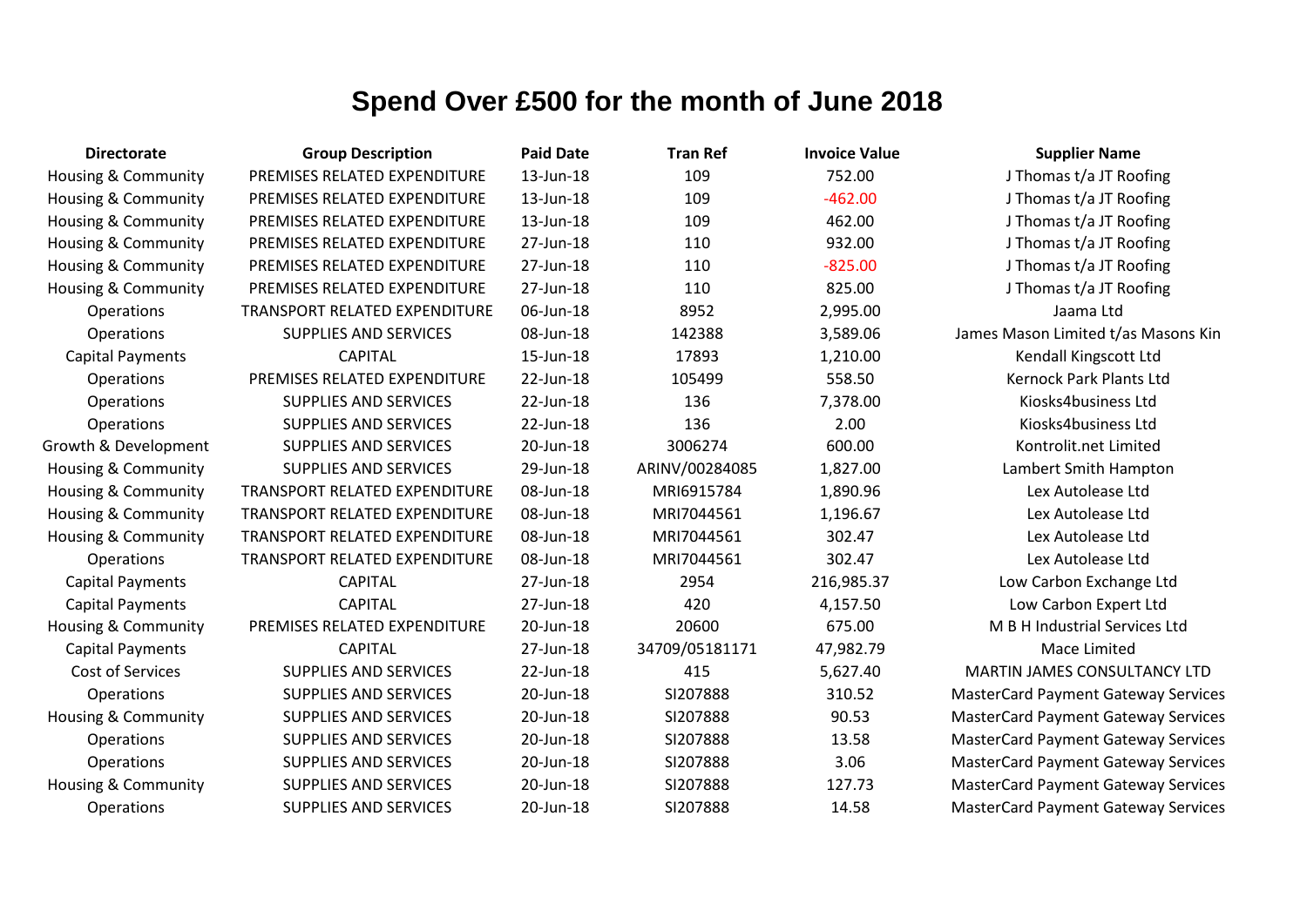# Spend Over £500 for the month of June 2018

| Directorate | Group Description | Paid Date | Tran Ref | Invoice Value | Supplier Name |
|---|---|---|---|---|---|
| Housing & Community | PREMISES RELATED EXPENDITURE | 13-Jun-18 | 109 | 752.00 | J Thomas t/a JT Roofing |
| Housing & Community | PREMISES RELATED EXPENDITURE | 13-Jun-18 | 109 | -462.00 | J Thomas t/a JT Roofing |
| Housing & Community | PREMISES RELATED EXPENDITURE | 13-Jun-18 | 109 | 462.00 | J Thomas t/a JT Roofing |
| Housing & Community | PREMISES RELATED EXPENDITURE | 27-Jun-18 | 110 | 932.00 | J Thomas t/a JT Roofing |
| Housing & Community | PREMISES RELATED EXPENDITURE | 27-Jun-18 | 110 | -825.00 | J Thomas t/a JT Roofing |
| Housing & Community | PREMISES RELATED EXPENDITURE | 27-Jun-18 | 110 | 825.00 | J Thomas t/a JT Roofing |
| Operations | TRANSPORT RELATED EXPENDITURE | 06-Jun-18 | 8952 | 2,995.00 | Jaama Ltd |
| Operations | SUPPLIES AND SERVICES | 08-Jun-18 | 142388 | 3,589.06 | James Mason Limited t/as Masons Kin |
| Capital Payments | CAPITAL | 15-Jun-18 | 17893 | 1,210.00 | Kendall Kingscott Ltd |
| Operations | PREMISES RELATED EXPENDITURE | 22-Jun-18 | 105499 | 558.50 | Kernock Park Plants Ltd |
| Operations | SUPPLIES AND SERVICES | 22-Jun-18 | 136 | 7,378.00 | Kiosks4business Ltd |
| Operations | SUPPLIES AND SERVICES | 22-Jun-18 | 136 | 2.00 | Kiosks4business Ltd |
| Growth & Development | SUPPLIES AND SERVICES | 20-Jun-18 | 3006274 | 600.00 | Kontrolit.net Limited |
| Housing & Community | SUPPLIES AND SERVICES | 29-Jun-18 | ARINV/00284085 | 1,827.00 | Lambert Smith Hampton |
| Housing & Community | TRANSPORT RELATED EXPENDITURE | 08-Jun-18 | MRI6915784 | 1,890.96 | Lex Autolease Ltd |
| Housing & Community | TRANSPORT RELATED EXPENDITURE | 08-Jun-18 | MRI7044561 | 1,196.67 | Lex Autolease Ltd |
| Housing & Community | TRANSPORT RELATED EXPENDITURE | 08-Jun-18 | MRI7044561 | 302.47 | Lex Autolease Ltd |
| Operations | TRANSPORT RELATED EXPENDITURE | 08-Jun-18 | MRI7044561 | 302.47 | Lex Autolease Ltd |
| Capital Payments | CAPITAL | 27-Jun-18 | 2954 | 216,985.37 | Low Carbon Exchange Ltd |
| Capital Payments | CAPITAL | 27-Jun-18 | 420 | 4,157.50 | Low Carbon Expert Ltd |
| Housing & Community | PREMISES RELATED EXPENDITURE | 20-Jun-18 | 20600 | 675.00 | M B H Industrial Services Ltd |
| Capital Payments | CAPITAL | 27-Jun-18 | 34709/05181171 | 47,982.79 | Mace Limited |
| Cost of Services | SUPPLIES AND SERVICES | 22-Jun-18 | 415 | 5,627.40 | MARTIN JAMES CONSULTANCY LTD |
| Operations | SUPPLIES AND SERVICES | 20-Jun-18 | SI207888 | 310.52 | MasterCard Payment Gateway Services |
| Housing & Community | SUPPLIES AND SERVICES | 20-Jun-18 | SI207888 | 90.53 | MasterCard Payment Gateway Services |
| Operations | SUPPLIES AND SERVICES | 20-Jun-18 | SI207888 | 13.58 | MasterCard Payment Gateway Services |
| Operations | SUPPLIES AND SERVICES | 20-Jun-18 | SI207888 | 3.06 | MasterCard Payment Gateway Services |
| Housing & Community | SUPPLIES AND SERVICES | 20-Jun-18 | SI207888 | 127.73 | MasterCard Payment Gateway Services |
| Operations | SUPPLIES AND SERVICES | 20-Jun-18 | SI207888 | 14.58 | MasterCard Payment Gateway Services |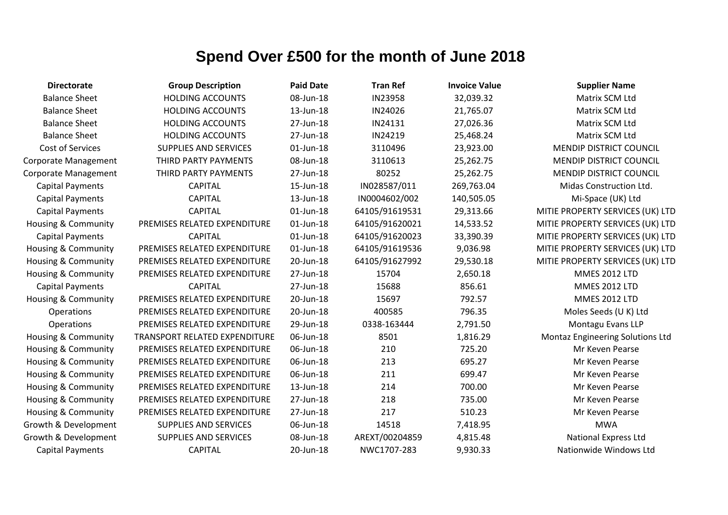# Spend Over £500 for the month of June 2018

| Directorate | Group Description | Paid Date | Tran Ref | Invoice Value | Supplier Name |
|---|---|---|---|---|---|
| Balance Sheet | HOLDING ACCOUNTS | 08-Jun-18 | IN23958 | 32,039.32 | Matrix SCM Ltd |
| Balance Sheet | HOLDING ACCOUNTS | 13-Jun-18 | IN24026 | 21,765.07 | Matrix SCM Ltd |
| Balance Sheet | HOLDING ACCOUNTS | 27-Jun-18 | IN24131 | 27,026.36 | Matrix SCM Ltd |
| Balance Sheet | HOLDING ACCOUNTS | 27-Jun-18 | IN24219 | 25,468.24 | Matrix SCM Ltd |
| Cost of Services | SUPPLIES AND SERVICES | 01-Jun-18 | 3110496 | 23,923.00 | MENDIP DISTRICT COUNCIL |
| Corporate Management | THIRD PARTY PAYMENTS | 08-Jun-18 | 3110613 | 25,262.75 | MENDIP DISTRICT COUNCIL |
| Corporate Management | THIRD PARTY PAYMENTS | 27-Jun-18 | 80252 | 25,262.75 | MENDIP DISTRICT COUNCIL |
| Capital Payments | CAPITAL | 15-Jun-18 | IN028587/011 | 269,763.04 | Midas Construction Ltd. |
| Capital Payments | CAPITAL | 13-Jun-18 | IN0004602/002 | 140,505.05 | Mi-Space (UK) Ltd |
| Capital Payments | CAPITAL | 01-Jun-18 | 64105/91619531 | 29,313.66 | MITIE PROPERTY SERVICES (UK) LTD |
| Housing & Community | PREMISES RELATED EXPENDITURE | 01-Jun-18 | 64105/91620021 | 14,533.52 | MITIE PROPERTY SERVICES (UK) LTD |
| Capital Payments | CAPITAL | 01-Jun-18 | 64105/91620023 | 33,390.39 | MITIE PROPERTY SERVICES (UK) LTD |
| Housing & Community | PREMISES RELATED EXPENDITURE | 01-Jun-18 | 64105/91619536 | 9,036.98 | MITIE PROPERTY SERVICES (UK) LTD |
| Housing & Community | PREMISES RELATED EXPENDITURE | 20-Jun-18 | 64105/91627992 | 29,530.18 | MITIE PROPERTY SERVICES (UK) LTD |
| Housing & Community | PREMISES RELATED EXPENDITURE | 27-Jun-18 | 15704 | 2,650.18 | MMES 2012 LTD |
| Capital Payments | CAPITAL | 27-Jun-18 | 15688 | 856.61 | MMES 2012 LTD |
| Housing & Community | PREMISES RELATED EXPENDITURE | 20-Jun-18 | 15697 | 792.57 | MMES 2012 LTD |
| Operations | PREMISES RELATED EXPENDITURE | 20-Jun-18 | 400585 | 796.35 | Moles Seeds (U K) Ltd |
| Operations | PREMISES RELATED EXPENDITURE | 29-Jun-18 | 0338-163444 | 2,791.50 | Montagu Evans LLP |
| Housing & Community | TRANSPORT RELATED EXPENDITURE | 06-Jun-18 | 8501 | 1,816.29 | Montaz Engineering Solutions Ltd |
| Housing & Community | PREMISES RELATED EXPENDITURE | 06-Jun-18 | 210 | 725.20 | Mr Keven Pearse |
| Housing & Community | PREMISES RELATED EXPENDITURE | 06-Jun-18 | 213 | 695.27 | Mr Keven Pearse |
| Housing & Community | PREMISES RELATED EXPENDITURE | 06-Jun-18 | 211 | 699.47 | Mr Keven Pearse |
| Housing & Community | PREMISES RELATED EXPENDITURE | 13-Jun-18 | 214 | 700.00 | Mr Keven Pearse |
| Housing & Community | PREMISES RELATED EXPENDITURE | 27-Jun-18 | 218 | 735.00 | Mr Keven Pearse |
| Housing & Community | PREMISES RELATED EXPENDITURE | 27-Jun-18 | 217 | 510.23 | Mr Keven Pearse |
| Growth & Development | SUPPLIES AND SERVICES | 06-Jun-18 | 14518 | 7,418.95 | MWA |
| Growth & Development | SUPPLIES AND SERVICES | 08-Jun-18 | AREXT/00204859 | 4,815.48 | National Express Ltd |
| Capital Payments | CAPITAL | 20-Jun-18 | NWC1707-283 | 9,930.33 | Nationwide Windows Ltd |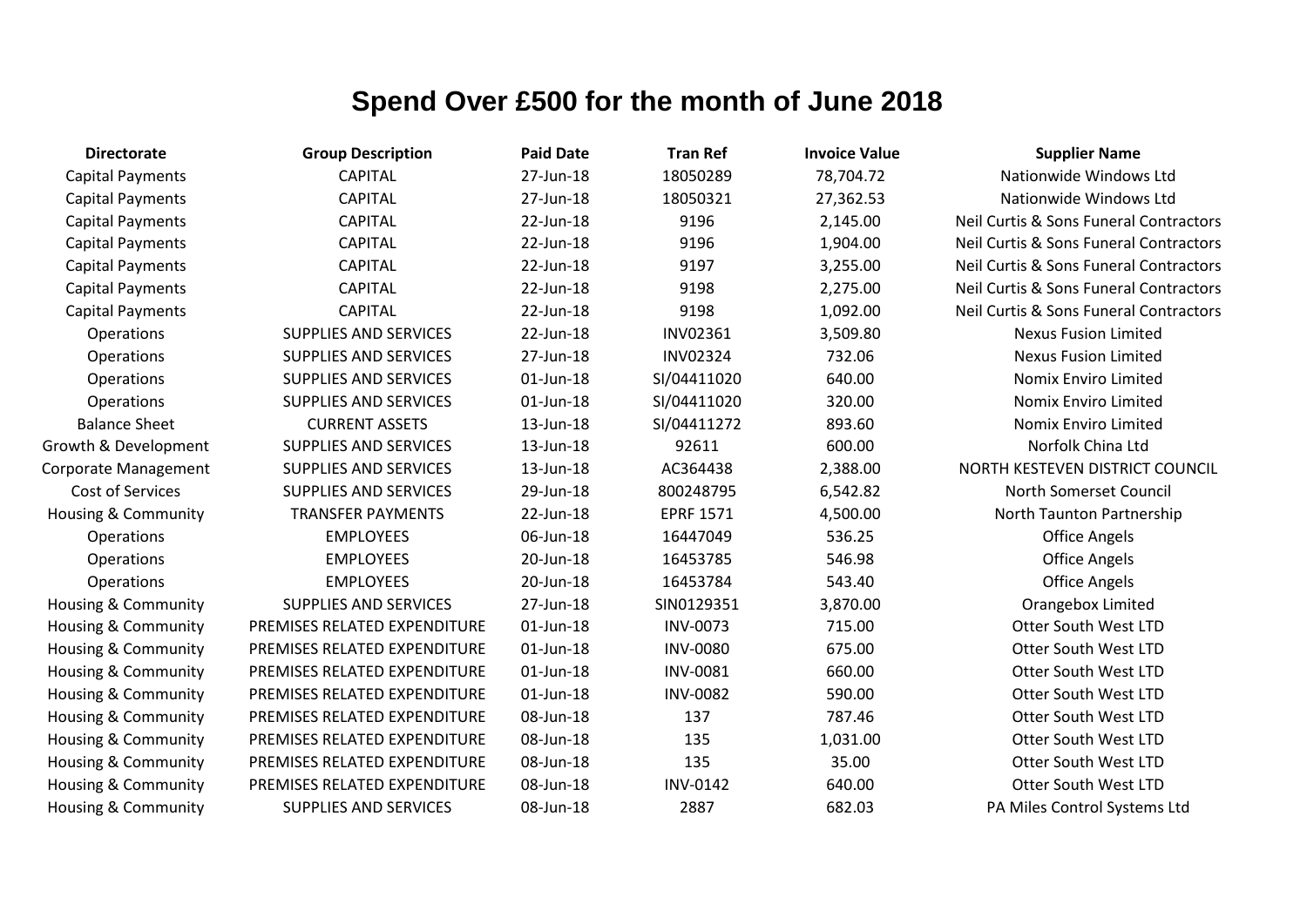# Spend Over £500 for the month of June 2018

| Directorate | Group Description | Paid Date | Tran Ref | Invoice Value | Supplier Name |
|---|---|---|---|---|---|
| Capital Payments | CAPITAL | 27-Jun-18 | 18050289 | 78,704.72 | Nationwide Windows Ltd |
| Capital Payments | CAPITAL | 27-Jun-18 | 18050321 | 27,362.53 | Nationwide Windows Ltd |
| Capital Payments | CAPITAL | 22-Jun-18 | 9196 | 2,145.00 | Neil Curtis & Sons Funeral Contractors |
| Capital Payments | CAPITAL | 22-Jun-18 | 9196 | 1,904.00 | Neil Curtis & Sons Funeral Contractors |
| Capital Payments | CAPITAL | 22-Jun-18 | 9197 | 3,255.00 | Neil Curtis & Sons Funeral Contractors |
| Capital Payments | CAPITAL | 22-Jun-18 | 9198 | 2,275.00 | Neil Curtis & Sons Funeral Contractors |
| Capital Payments | CAPITAL | 22-Jun-18 | 9198 | 1,092.00 | Neil Curtis & Sons Funeral Contractors |
| Operations | SUPPLIES AND SERVICES | 22-Jun-18 | INV02361 | 3,509.80 | Nexus Fusion Limited |
| Operations | SUPPLIES AND SERVICES | 27-Jun-18 | INV02324 | 732.06 | Nexus Fusion Limited |
| Operations | SUPPLIES AND SERVICES | 01-Jun-18 | SI/04411020 | 640.00 | Nomix Enviro Limited |
| Operations | SUPPLIES AND SERVICES | 01-Jun-18 | SI/04411020 | 320.00 | Nomix Enviro Limited |
| Balance Sheet | CURRENT ASSETS | 13-Jun-18 | SI/04411272 | 893.60 | Nomix Enviro Limited |
| Growth & Development | SUPPLIES AND SERVICES | 13-Jun-18 | 92611 | 600.00 | Norfolk China Ltd |
| Corporate Management | SUPPLIES AND SERVICES | 13-Jun-18 | AC364438 | 2,388.00 | NORTH KESTEVEN DISTRICT COUNCIL |
| Cost of Services | SUPPLIES AND SERVICES | 29-Jun-18 | 800248795 | 6,542.82 | North Somerset Council |
| Housing & Community | TRANSFER PAYMENTS | 22-Jun-18 | EPRF 1571 | 4,500.00 | North Taunton Partnership |
| Operations | EMPLOYEES | 06-Jun-18 | 16447049 | 536.25 | Office Angels |
| Operations | EMPLOYEES | 20-Jun-18 | 16453785 | 546.98 | Office Angels |
| Operations | EMPLOYEES | 20-Jun-18 | 16453784 | 543.40 | Office Angels |
| Housing & Community | SUPPLIES AND SERVICES | 27-Jun-18 | SIN0129351 | 3,870.00 | Orangebox Limited |
| Housing & Community | PREMISES RELATED EXPENDITURE | 01-Jun-18 | INV-0073 | 715.00 | Otter South West LTD |
| Housing & Community | PREMISES RELATED EXPENDITURE | 01-Jun-18 | INV-0080 | 675.00 | Otter South West LTD |
| Housing & Community | PREMISES RELATED EXPENDITURE | 01-Jun-18 | INV-0081 | 660.00 | Otter South West LTD |
| Housing & Community | PREMISES RELATED EXPENDITURE | 01-Jun-18 | INV-0082 | 590.00 | Otter South West LTD |
| Housing & Community | PREMISES RELATED EXPENDITURE | 08-Jun-18 | 137 | 787.46 | Otter South West LTD |
| Housing & Community | PREMISES RELATED EXPENDITURE | 08-Jun-18 | 135 | 1,031.00 | Otter South West LTD |
| Housing & Community | PREMISES RELATED EXPENDITURE | 08-Jun-18 | 135 | 35.00 | Otter South West LTD |
| Housing & Community | PREMISES RELATED EXPENDITURE | 08-Jun-18 | INV-0142 | 640.00 | Otter South West LTD |
| Housing & Community | SUPPLIES AND SERVICES | 08-Jun-18 | 2887 | 682.03 | PA Miles Control Systems Ltd |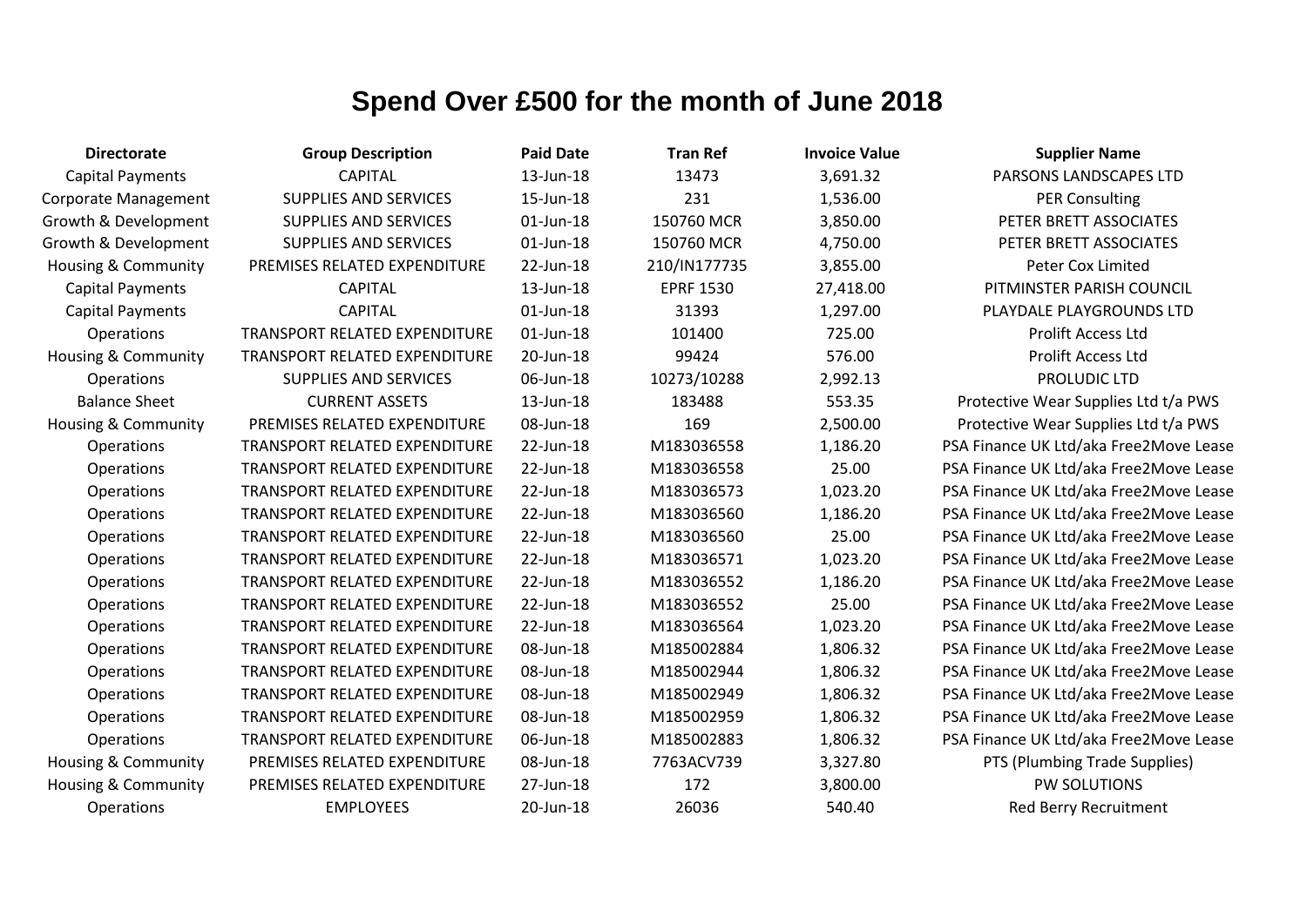# Spend Over £500 for the month of June 2018

| Directorate | Group Description | Paid Date | Tran Ref | Invoice Value | Supplier Name |
|---|---|---|---|---|---|
| Capital Payments | CAPITAL | 13-Jun-18 | 13473 | 3,691.32 | PARSONS LANDSCAPES LTD |
| Corporate Management | SUPPLIES AND SERVICES | 15-Jun-18 | 231 | 1,536.00 | PER Consulting |
| Growth & Development | SUPPLIES AND SERVICES | 01-Jun-18 | 150760 MCR | 3,850.00 | PETER BRETT ASSOCIATES |
| Growth & Development | SUPPLIES AND SERVICES | 01-Jun-18 | 150760 MCR | 4,750.00 | PETER BRETT ASSOCIATES |
| Housing & Community | PREMISES RELATED EXPENDITURE | 22-Jun-18 | 210/IN177735 | 3,855.00 | Peter Cox Limited |
| Capital Payments | CAPITAL | 13-Jun-18 | EPRF 1530 | 27,418.00 | PITMINSTER PARISH COUNCIL |
| Capital Payments | CAPITAL | 01-Jun-18 | 31393 | 1,297.00 | PLAYDALE PLAYGROUNDS LTD |
| Operations | TRANSPORT RELATED EXPENDITURE | 01-Jun-18 | 101400 | 725.00 | Prolift Access Ltd |
| Housing & Community | TRANSPORT RELATED EXPENDITURE | 20-Jun-18 | 99424 | 576.00 | Prolift Access Ltd |
| Operations | SUPPLIES AND SERVICES | 06-Jun-18 | 10273/10288 | 2,992.13 | PROLUDIC LTD |
| Balance Sheet | CURRENT ASSETS | 13-Jun-18 | 183488 | 553.35 | Protective Wear Supplies Ltd t/a PWS |
| Housing & Community | PREMISES RELATED EXPENDITURE | 08-Jun-18 | 169 | 2,500.00 | Protective Wear Supplies Ltd t/a PWS |
| Operations | TRANSPORT RELATED EXPENDITURE | 22-Jun-18 | M183036558 | 1,186.20 | PSA Finance UK Ltd/aka Free2Move Lease |
| Operations | TRANSPORT RELATED EXPENDITURE | 22-Jun-18 | M183036558 | 25.00 | PSA Finance UK Ltd/aka Free2Move Lease |
| Operations | TRANSPORT RELATED EXPENDITURE | 22-Jun-18 | M183036573 | 1,023.20 | PSA Finance UK Ltd/aka Free2Move Lease |
| Operations | TRANSPORT RELATED EXPENDITURE | 22-Jun-18 | M183036560 | 1,186.20 | PSA Finance UK Ltd/aka Free2Move Lease |
| Operations | TRANSPORT RELATED EXPENDITURE | 22-Jun-18 | M183036560 | 25.00 | PSA Finance UK Ltd/aka Free2Move Lease |
| Operations | TRANSPORT RELATED EXPENDITURE | 22-Jun-18 | M183036571 | 1,023.20 | PSA Finance UK Ltd/aka Free2Move Lease |
| Operations | TRANSPORT RELATED EXPENDITURE | 22-Jun-18 | M183036552 | 1,186.20 | PSA Finance UK Ltd/aka Free2Move Lease |
| Operations | TRANSPORT RELATED EXPENDITURE | 22-Jun-18 | M183036552 | 25.00 | PSA Finance UK Ltd/aka Free2Move Lease |
| Operations | TRANSPORT RELATED EXPENDITURE | 22-Jun-18 | M183036564 | 1,023.20 | PSA Finance UK Ltd/aka Free2Move Lease |
| Operations | TRANSPORT RELATED EXPENDITURE | 08-Jun-18 | M185002884 | 1,806.32 | PSA Finance UK Ltd/aka Free2Move Lease |
| Operations | TRANSPORT RELATED EXPENDITURE | 08-Jun-18 | M185002944 | 1,806.32 | PSA Finance UK Ltd/aka Free2Move Lease |
| Operations | TRANSPORT RELATED EXPENDITURE | 08-Jun-18 | M185002949 | 1,806.32 | PSA Finance UK Ltd/aka Free2Move Lease |
| Operations | TRANSPORT RELATED EXPENDITURE | 08-Jun-18 | M185002959 | 1,806.32 | PSA Finance UK Ltd/aka Free2Move Lease |
| Operations | TRANSPORT RELATED EXPENDITURE | 06-Jun-18 | M185002883 | 1,806.32 | PSA Finance UK Ltd/aka Free2Move Lease |
| Housing & Community | PREMISES RELATED EXPENDITURE | 08-Jun-18 | 7763ACV739 | 3,327.80 | PTS (Plumbing Trade Supplies) |
| Housing & Community | PREMISES RELATED EXPENDITURE | 27-Jun-18 | 172 | 3,800.00 | PW SOLUTIONS |
| Operations | EMPLOYEES | 20-Jun-18 | 26036 | 540.40 | Red Berry Recruitment |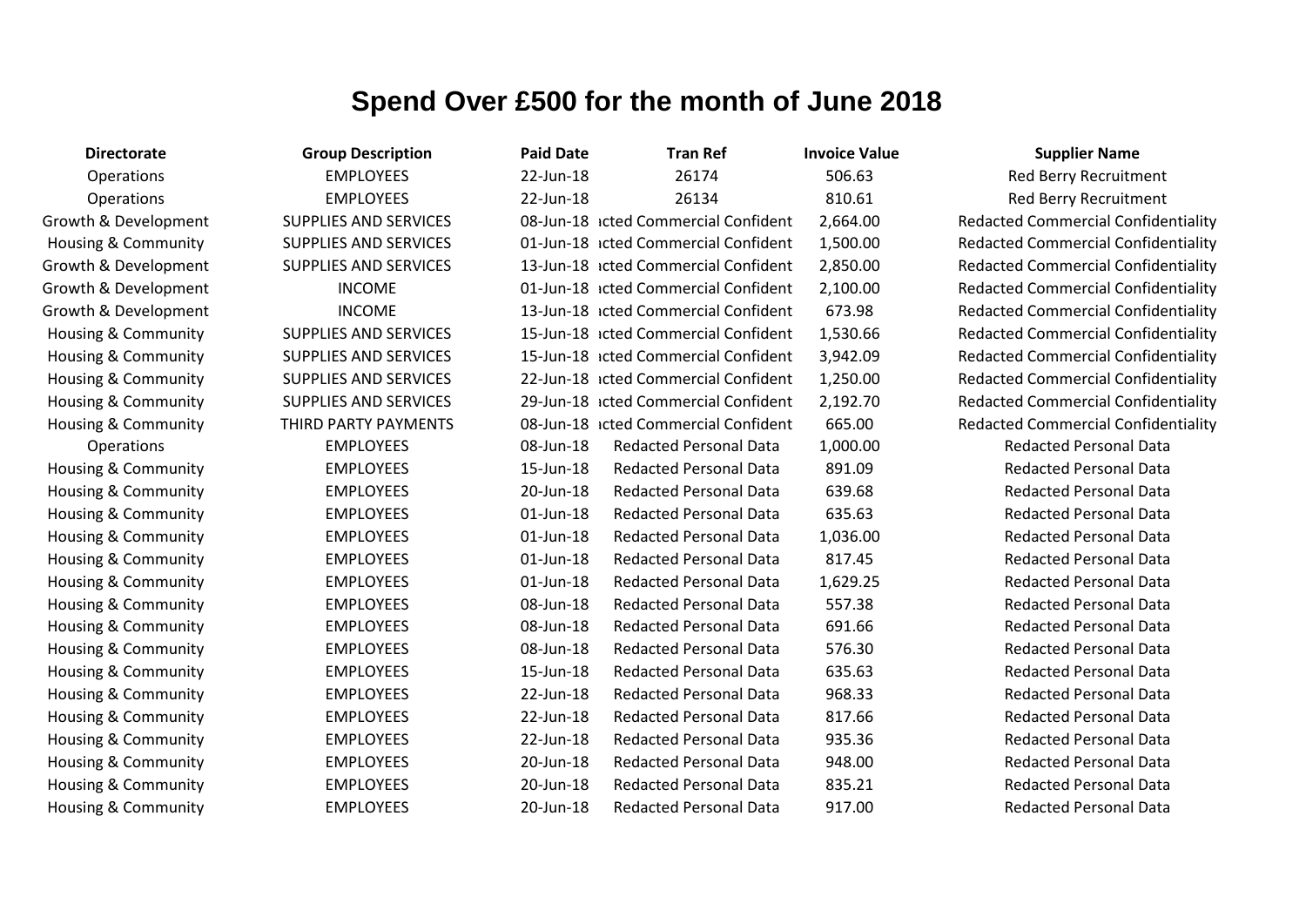# Spend Over £500 for the month of June 2018

| Directorate | Group Description | Paid Date | Tran Ref | Invoice Value | Supplier Name |
|---|---|---|---|---|---|
| Operations | EMPLOYEES | 22-Jun-18 | 26174 | 506.63 | Red Berry Recruitment |
| Operations | EMPLOYEES | 22-Jun-18 | 26134 | 810.61 | Red Berry Recruitment |
| Growth & Development | SUPPLIES AND SERVICES | 08-Jun-18 | ıcted Commercial Confident | 2,664.00 | Redacted Commercial Confidentiality |
| Housing & Community | SUPPLIES AND SERVICES | 01-Jun-18 | ıcted Commercial Confident | 1,500.00 | Redacted Commercial Confidentiality |
| Growth & Development | SUPPLIES AND SERVICES | 13-Jun-18 | ıcted Commercial Confident | 2,850.00 | Redacted Commercial Confidentiality |
| Growth & Development | INCOME | 01-Jun-18 | ıcted Commercial Confident | 2,100.00 | Redacted Commercial Confidentiality |
| Growth & Development | INCOME | 13-Jun-18 | ıcted Commercial Confident | 673.98 | Redacted Commercial Confidentiality |
| Housing & Community | SUPPLIES AND SERVICES | 15-Jun-18 | ıcted Commercial Confident | 1,530.66 | Redacted Commercial Confidentiality |
| Housing & Community | SUPPLIES AND SERVICES | 15-Jun-18 | ıcted Commercial Confident | 3,942.09 | Redacted Commercial Confidentiality |
| Housing & Community | SUPPLIES AND SERVICES | 22-Jun-18 | ıcted Commercial Confident | 1,250.00 | Redacted Commercial Confidentiality |
| Housing & Community | SUPPLIES AND SERVICES | 29-Jun-18 | ıcted Commercial Confident | 2,192.70 | Redacted Commercial Confidentiality |
| Housing & Community | THIRD PARTY PAYMENTS | 08-Jun-18 | ıcted Commercial Confident | 665.00 | Redacted Commercial Confidentiality |
| Operations | EMPLOYEES | 08-Jun-18 | Redacted Personal Data | 1,000.00 | Redacted Personal Data |
| Housing & Community | EMPLOYEES | 15-Jun-18 | Redacted Personal Data | 891.09 | Redacted Personal Data |
| Housing & Community | EMPLOYEES | 20-Jun-18 | Redacted Personal Data | 639.68 | Redacted Personal Data |
| Housing & Community | EMPLOYEES | 01-Jun-18 | Redacted Personal Data | 635.63 | Redacted Personal Data |
| Housing & Community | EMPLOYEES | 01-Jun-18 | Redacted Personal Data | 1,036.00 | Redacted Personal Data |
| Housing & Community | EMPLOYEES | 01-Jun-18 | Redacted Personal Data | 817.45 | Redacted Personal Data |
| Housing & Community | EMPLOYEES | 01-Jun-18 | Redacted Personal Data | 1,629.25 | Redacted Personal Data |
| Housing & Community | EMPLOYEES | 08-Jun-18 | Redacted Personal Data | 557.38 | Redacted Personal Data |
| Housing & Community | EMPLOYEES | 08-Jun-18 | Redacted Personal Data | 691.66 | Redacted Personal Data |
| Housing & Community | EMPLOYEES | 08-Jun-18 | Redacted Personal Data | 576.30 | Redacted Personal Data |
| Housing & Community | EMPLOYEES | 15-Jun-18 | Redacted Personal Data | 635.63 | Redacted Personal Data |
| Housing & Community | EMPLOYEES | 22-Jun-18 | Redacted Personal Data | 968.33 | Redacted Personal Data |
| Housing & Community | EMPLOYEES | 22-Jun-18 | Redacted Personal Data | 817.66 | Redacted Personal Data |
| Housing & Community | EMPLOYEES | 22-Jun-18 | Redacted Personal Data | 935.36 | Redacted Personal Data |
| Housing & Community | EMPLOYEES | 20-Jun-18 | Redacted Personal Data | 948.00 | Redacted Personal Data |
| Housing & Community | EMPLOYEES | 20-Jun-18 | Redacted Personal Data | 835.21 | Redacted Personal Data |
| Housing & Community | EMPLOYEES | 20-Jun-18 | Redacted Personal Data | 917.00 | Redacted Personal Data |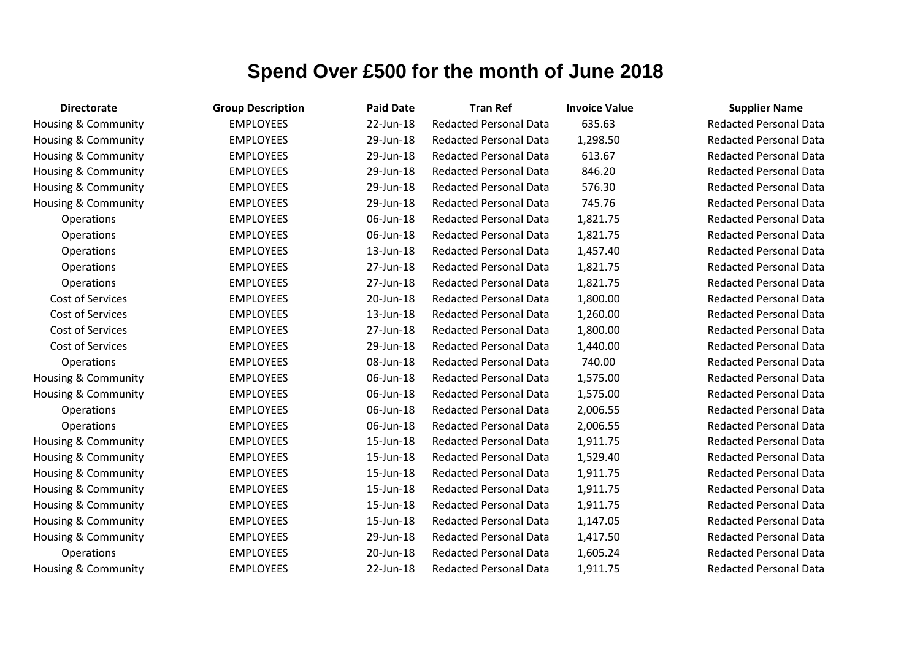# Spend Over £500 for the month of June 2018

| Directorate | Group Description | Paid Date | Tran Ref | Invoice Value | Supplier Name |
|---|---|---|---|---|---|
| Housing & Community | EMPLOYEES | 22-Jun-18 | Redacted Personal Data | 635.63 | Redacted Personal Data |
| Housing & Community | EMPLOYEES | 29-Jun-18 | Redacted Personal Data | 1,298.50 | Redacted Personal Data |
| Housing & Community | EMPLOYEES | 29-Jun-18 | Redacted Personal Data | 613.67 | Redacted Personal Data |
| Housing & Community | EMPLOYEES | 29-Jun-18 | Redacted Personal Data | 846.20 | Redacted Personal Data |
| Housing & Community | EMPLOYEES | 29-Jun-18 | Redacted Personal Data | 576.30 | Redacted Personal Data |
| Housing & Community | EMPLOYEES | 29-Jun-18 | Redacted Personal Data | 745.76 | Redacted Personal Data |
| Operations | EMPLOYEES | 06-Jun-18 | Redacted Personal Data | 1,821.75 | Redacted Personal Data |
| Operations | EMPLOYEES | 06-Jun-18 | Redacted Personal Data | 1,821.75 | Redacted Personal Data |
| Operations | EMPLOYEES | 13-Jun-18 | Redacted Personal Data | 1,457.40 | Redacted Personal Data |
| Operations | EMPLOYEES | 27-Jun-18 | Redacted Personal Data | 1,821.75 | Redacted Personal Data |
| Operations | EMPLOYEES | 27-Jun-18 | Redacted Personal Data | 1,821.75 | Redacted Personal Data |
| Cost of Services | EMPLOYEES | 20-Jun-18 | Redacted Personal Data | 1,800.00 | Redacted Personal Data |
| Cost of Services | EMPLOYEES | 13-Jun-18 | Redacted Personal Data | 1,260.00 | Redacted Personal Data |
| Cost of Services | EMPLOYEES | 27-Jun-18 | Redacted Personal Data | 1,800.00 | Redacted Personal Data |
| Cost of Services | EMPLOYEES | 29-Jun-18 | Redacted Personal Data | 1,440.00 | Redacted Personal Data |
| Operations | EMPLOYEES | 08-Jun-18 | Redacted Personal Data | 740.00 | Redacted Personal Data |
| Housing & Community | EMPLOYEES | 06-Jun-18 | Redacted Personal Data | 1,575.00 | Redacted Personal Data |
| Housing & Community | EMPLOYEES | 06-Jun-18 | Redacted Personal Data | 1,575.00 | Redacted Personal Data |
| Operations | EMPLOYEES | 06-Jun-18 | Redacted Personal Data | 2,006.55 | Redacted Personal Data |
| Operations | EMPLOYEES | 06-Jun-18 | Redacted Personal Data | 2,006.55 | Redacted Personal Data |
| Housing & Community | EMPLOYEES | 15-Jun-18 | Redacted Personal Data | 1,911.75 | Redacted Personal Data |
| Housing & Community | EMPLOYEES | 15-Jun-18 | Redacted Personal Data | 1,529.40 | Redacted Personal Data |
| Housing & Community | EMPLOYEES | 15-Jun-18 | Redacted Personal Data | 1,911.75 | Redacted Personal Data |
| Housing & Community | EMPLOYEES | 15-Jun-18 | Redacted Personal Data | 1,911.75 | Redacted Personal Data |
| Housing & Community | EMPLOYEES | 15-Jun-18 | Redacted Personal Data | 1,911.75 | Redacted Personal Data |
| Housing & Community | EMPLOYEES | 15-Jun-18 | Redacted Personal Data | 1,147.05 | Redacted Personal Data |
| Housing & Community | EMPLOYEES | 29-Jun-18 | Redacted Personal Data | 1,417.50 | Redacted Personal Data |
| Operations | EMPLOYEES | 20-Jun-18 | Redacted Personal Data | 1,605.24 | Redacted Personal Data |
| Housing & Community | EMPLOYEES | 22-Jun-18 | Redacted Personal Data | 1,911.75 | Redacted Personal Data |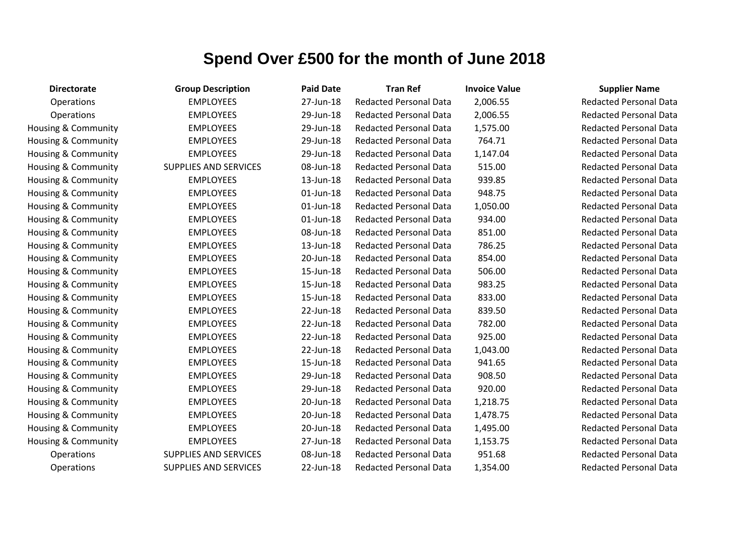# Spend Over £500 for the month of June 2018

| Directorate | Group Description | Paid Date | Tran Ref | Invoice Value | Supplier Name |
|---|---|---|---|---|---|
| Operations | EMPLOYEES | 27-Jun-18 | Redacted Personal Data | 2,006.55 | Redacted Personal Data |
| Operations | EMPLOYEES | 29-Jun-18 | Redacted Personal Data | 2,006.55 | Redacted Personal Data |
| Housing & Community | EMPLOYEES | 29-Jun-18 | Redacted Personal Data | 1,575.00 | Redacted Personal Data |
| Housing & Community | EMPLOYEES | 29-Jun-18 | Redacted Personal Data | 764.71 | Redacted Personal Data |
| Housing & Community | EMPLOYEES | 29-Jun-18 | Redacted Personal Data | 1,147.04 | Redacted Personal Data |
| Housing & Community | SUPPLIES AND SERVICES | 08-Jun-18 | Redacted Personal Data | 515.00 | Redacted Personal Data |
| Housing & Community | EMPLOYEES | 13-Jun-18 | Redacted Personal Data | 939.85 | Redacted Personal Data |
| Housing & Community | EMPLOYEES | 01-Jun-18 | Redacted Personal Data | 948.75 | Redacted Personal Data |
| Housing & Community | EMPLOYEES | 01-Jun-18 | Redacted Personal Data | 1,050.00 | Redacted Personal Data |
| Housing & Community | EMPLOYEES | 01-Jun-18 | Redacted Personal Data | 934.00 | Redacted Personal Data |
| Housing & Community | EMPLOYEES | 08-Jun-18 | Redacted Personal Data | 851.00 | Redacted Personal Data |
| Housing & Community | EMPLOYEES | 13-Jun-18 | Redacted Personal Data | 786.25 | Redacted Personal Data |
| Housing & Community | EMPLOYEES | 20-Jun-18 | Redacted Personal Data | 854.00 | Redacted Personal Data |
| Housing & Community | EMPLOYEES | 15-Jun-18 | Redacted Personal Data | 506.00 | Redacted Personal Data |
| Housing & Community | EMPLOYEES | 15-Jun-18 | Redacted Personal Data | 983.25 | Redacted Personal Data |
| Housing & Community | EMPLOYEES | 15-Jun-18 | Redacted Personal Data | 833.00 | Redacted Personal Data |
| Housing & Community | EMPLOYEES | 22-Jun-18 | Redacted Personal Data | 839.50 | Redacted Personal Data |
| Housing & Community | EMPLOYEES | 22-Jun-18 | Redacted Personal Data | 782.00 | Redacted Personal Data |
| Housing & Community | EMPLOYEES | 22-Jun-18 | Redacted Personal Data | 925.00 | Redacted Personal Data |
| Housing & Community | EMPLOYEES | 22-Jun-18 | Redacted Personal Data | 1,043.00 | Redacted Personal Data |
| Housing & Community | EMPLOYEES | 15-Jun-18 | Redacted Personal Data | 941.65 | Redacted Personal Data |
| Housing & Community | EMPLOYEES | 29-Jun-18 | Redacted Personal Data | 908.50 | Redacted Personal Data |
| Housing & Community | EMPLOYEES | 29-Jun-18 | Redacted Personal Data | 920.00 | Redacted Personal Data |
| Housing & Community | EMPLOYEES | 20-Jun-18 | Redacted Personal Data | 1,218.75 | Redacted Personal Data |
| Housing & Community | EMPLOYEES | 20-Jun-18 | Redacted Personal Data | 1,478.75 | Redacted Personal Data |
| Housing & Community | EMPLOYEES | 20-Jun-18 | Redacted Personal Data | 1,495.00 | Redacted Personal Data |
| Housing & Community | EMPLOYEES | 27-Jun-18 | Redacted Personal Data | 1,153.75 | Redacted Personal Data |
| Operations | SUPPLIES AND SERVICES | 08-Jun-18 | Redacted Personal Data | 951.68 | Redacted Personal Data |
| Operations | SUPPLIES AND SERVICES | 22-Jun-18 | Redacted Personal Data | 1,354.00 | Redacted Personal Data |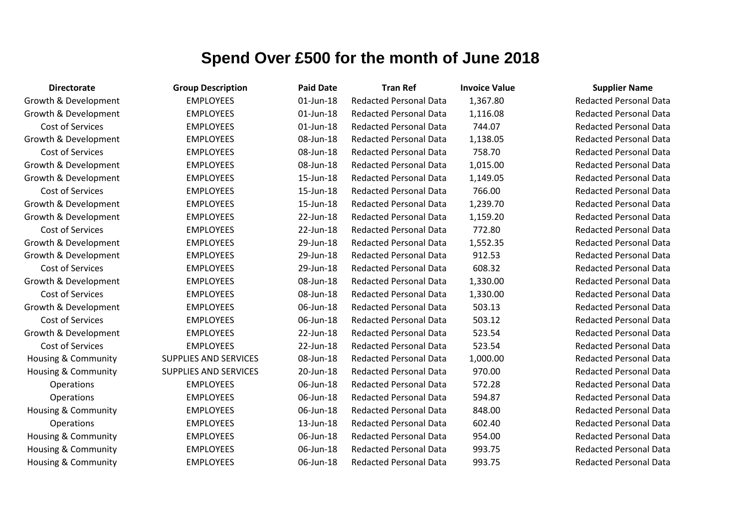# Spend Over £500 for the month of June 2018

| Directorate | Group Description | Paid Date | Tran Ref | Invoice Value | Supplier Name |
|---|---|---|---|---|---|
| Growth & Development | EMPLOYEES | 01-Jun-18 | Redacted Personal Data | 1,367.80 | Redacted Personal Data |
| Growth & Development | EMPLOYEES | 01-Jun-18 | Redacted Personal Data | 1,116.08 | Redacted Personal Data |
| Cost of Services | EMPLOYEES | 01-Jun-18 | Redacted Personal Data | 744.07 | Redacted Personal Data |
| Growth & Development | EMPLOYEES | 08-Jun-18 | Redacted Personal Data | 1,138.05 | Redacted Personal Data |
| Cost of Services | EMPLOYEES | 08-Jun-18 | Redacted Personal Data | 758.70 | Redacted Personal Data |
| Growth & Development | EMPLOYEES | 08-Jun-18 | Redacted Personal Data | 1,015.00 | Redacted Personal Data |
| Growth & Development | EMPLOYEES | 15-Jun-18 | Redacted Personal Data | 1,149.05 | Redacted Personal Data |
| Cost of Services | EMPLOYEES | 15-Jun-18 | Redacted Personal Data | 766.00 | Redacted Personal Data |
| Growth & Development | EMPLOYEES | 15-Jun-18 | Redacted Personal Data | 1,239.70 | Redacted Personal Data |
| Growth & Development | EMPLOYEES | 22-Jun-18 | Redacted Personal Data | 1,159.20 | Redacted Personal Data |
| Cost of Services | EMPLOYEES | 22-Jun-18 | Redacted Personal Data | 772.80 | Redacted Personal Data |
| Growth & Development | EMPLOYEES | 29-Jun-18 | Redacted Personal Data | 1,552.35 | Redacted Personal Data |
| Growth & Development | EMPLOYEES | 29-Jun-18 | Redacted Personal Data | 912.53 | Redacted Personal Data |
| Cost of Services | EMPLOYEES | 29-Jun-18 | Redacted Personal Data | 608.32 | Redacted Personal Data |
| Growth & Development | EMPLOYEES | 08-Jun-18 | Redacted Personal Data | 1,330.00 | Redacted Personal Data |
| Cost of Services | EMPLOYEES | 08-Jun-18 | Redacted Personal Data | 1,330.00 | Redacted Personal Data |
| Growth & Development | EMPLOYEES | 06-Jun-18 | Redacted Personal Data | 503.13 | Redacted Personal Data |
| Cost of Services | EMPLOYEES | 06-Jun-18 | Redacted Personal Data | 503.12 | Redacted Personal Data |
| Growth & Development | EMPLOYEES | 22-Jun-18 | Redacted Personal Data | 523.54 | Redacted Personal Data |
| Cost of Services | EMPLOYEES | 22-Jun-18 | Redacted Personal Data | 523.54 | Redacted Personal Data |
| Housing & Community | SUPPLIES AND SERVICES | 08-Jun-18 | Redacted Personal Data | 1,000.00 | Redacted Personal Data |
| Housing & Community | SUPPLIES AND SERVICES | 20-Jun-18 | Redacted Personal Data | 970.00 | Redacted Personal Data |
| Operations | EMPLOYEES | 06-Jun-18 | Redacted Personal Data | 572.28 | Redacted Personal Data |
| Operations | EMPLOYEES | 06-Jun-18 | Redacted Personal Data | 594.87 | Redacted Personal Data |
| Housing & Community | EMPLOYEES | 06-Jun-18 | Redacted Personal Data | 848.00 | Redacted Personal Data |
| Operations | EMPLOYEES | 13-Jun-18 | Redacted Personal Data | 602.40 | Redacted Personal Data |
| Housing & Community | EMPLOYEES | 06-Jun-18 | Redacted Personal Data | 954.00 | Redacted Personal Data |
| Housing & Community | EMPLOYEES | 06-Jun-18 | Redacted Personal Data | 993.75 | Redacted Personal Data |
| Housing & Community | EMPLOYEES | 06-Jun-18 | Redacted Personal Data | 993.75 | Redacted Personal Data |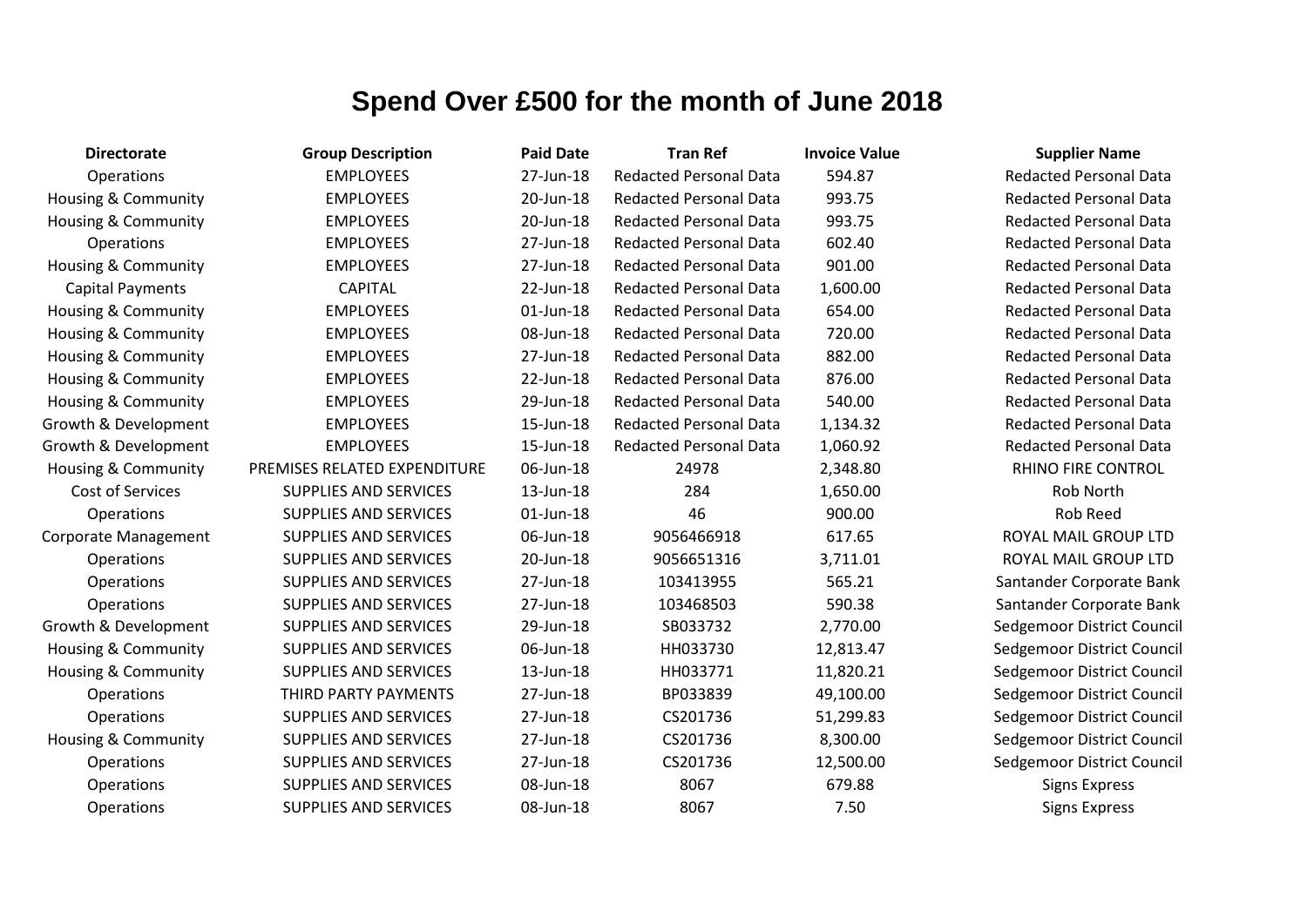# Spend Over £500 for the month of June 2018

| Directorate | Group Description | Paid Date | Tran Ref | Invoice Value | Supplier Name |
|---|---|---|---|---|---|
| Operations | EMPLOYEES | 27-Jun-18 | Redacted Personal Data | 594.87 | Redacted Personal Data |
| Housing & Community | EMPLOYEES | 20-Jun-18 | Redacted Personal Data | 993.75 | Redacted Personal Data |
| Housing & Community | EMPLOYEES | 20-Jun-18 | Redacted Personal Data | 993.75 | Redacted Personal Data |
| Operations | EMPLOYEES | 27-Jun-18 | Redacted Personal Data | 602.40 | Redacted Personal Data |
| Housing & Community | EMPLOYEES | 27-Jun-18 | Redacted Personal Data | 901.00 | Redacted Personal Data |
| Capital Payments | CAPITAL | 22-Jun-18 | Redacted Personal Data | 1,600.00 | Redacted Personal Data |
| Housing & Community | EMPLOYEES | 01-Jun-18 | Redacted Personal Data | 654.00 | Redacted Personal Data |
| Housing & Community | EMPLOYEES | 08-Jun-18 | Redacted Personal Data | 720.00 | Redacted Personal Data |
| Housing & Community | EMPLOYEES | 27-Jun-18 | Redacted Personal Data | 882.00 | Redacted Personal Data |
| Housing & Community | EMPLOYEES | 22-Jun-18 | Redacted Personal Data | 876.00 | Redacted Personal Data |
| Housing & Community | EMPLOYEES | 29-Jun-18 | Redacted Personal Data | 540.00 | Redacted Personal Data |
| Growth & Development | EMPLOYEES | 15-Jun-18 | Redacted Personal Data | 1,134.32 | Redacted Personal Data |
| Growth & Development | EMPLOYEES | 15-Jun-18 | Redacted Personal Data | 1,060.92 | Redacted Personal Data |
| Housing & Community | PREMISES RELATED EXPENDITURE | 06-Jun-18 | 24978 | 2,348.80 | RHINO FIRE CONTROL |
| Cost of Services | SUPPLIES AND SERVICES | 13-Jun-18 | 284 | 1,650.00 | Rob North |
| Operations | SUPPLIES AND SERVICES | 01-Jun-18 | 46 | 900.00 | Rob Reed |
| Corporate Management | SUPPLIES AND SERVICES | 06-Jun-18 | 9056466918 | 617.65 | ROYAL MAIL GROUP LTD |
| Operations | SUPPLIES AND SERVICES | 20-Jun-18 | 9056651316 | 3,711.01 | ROYAL MAIL GROUP LTD |
| Operations | SUPPLIES AND SERVICES | 27-Jun-18 | 103413955 | 565.21 | Santander Corporate Bank |
| Operations | SUPPLIES AND SERVICES | 27-Jun-18 | 103468503 | 590.38 | Santander Corporate Bank |
| Growth & Development | SUPPLIES AND SERVICES | 29-Jun-18 | SB033732 | 2,770.00 | Sedgemoor District Council |
| Housing & Community | SUPPLIES AND SERVICES | 06-Jun-18 | HH033730 | 12,813.47 | Sedgemoor District Council |
| Housing & Community | SUPPLIES AND SERVICES | 13-Jun-18 | HH033771 | 11,820.21 | Sedgemoor District Council |
| Operations | THIRD PARTY PAYMENTS | 27-Jun-18 | BP033839 | 49,100.00 | Sedgemoor District Council |
| Operations | SUPPLIES AND SERVICES | 27-Jun-18 | CS201736 | 51,299.83 | Sedgemoor District Council |
| Housing & Community | SUPPLIES AND SERVICES | 27-Jun-18 | CS201736 | 8,300.00 | Sedgemoor District Council |
| Operations | SUPPLIES AND SERVICES | 27-Jun-18 | CS201736 | 12,500.00 | Sedgemoor District Council |
| Operations | SUPPLIES AND SERVICES | 08-Jun-18 | 8067 | 679.88 | Signs Express |
| Operations | SUPPLIES AND SERVICES | 08-Jun-18 | 8067 | 7.50 | Signs Express |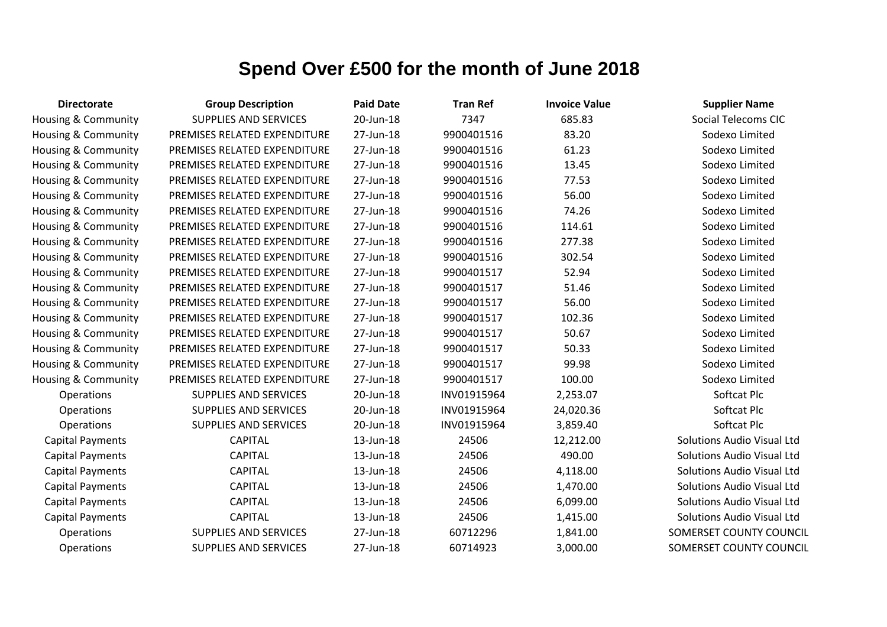# Spend Over £500 for the month of June 2018

| Directorate | Group Description | Paid Date | Tran Ref | Invoice Value | Supplier Name |
|---|---|---|---|---|---|
| Housing & Community | SUPPLIES AND SERVICES | 20-Jun-18 | 7347 | 685.83 | Social Telecoms CIC |
| Housing & Community | PREMISES RELATED EXPENDITURE | 27-Jun-18 | 9900401516 | 83.20 | Sodexo Limited |
| Housing & Community | PREMISES RELATED EXPENDITURE | 27-Jun-18 | 9900401516 | 61.23 | Sodexo Limited |
| Housing & Community | PREMISES RELATED EXPENDITURE | 27-Jun-18 | 9900401516 | 13.45 | Sodexo Limited |
| Housing & Community | PREMISES RELATED EXPENDITURE | 27-Jun-18 | 9900401516 | 77.53 | Sodexo Limited |
| Housing & Community | PREMISES RELATED EXPENDITURE | 27-Jun-18 | 9900401516 | 56.00 | Sodexo Limited |
| Housing & Community | PREMISES RELATED EXPENDITURE | 27-Jun-18 | 9900401516 | 74.26 | Sodexo Limited |
| Housing & Community | PREMISES RELATED EXPENDITURE | 27-Jun-18 | 9900401516 | 114.61 | Sodexo Limited |
| Housing & Community | PREMISES RELATED EXPENDITURE | 27-Jun-18 | 9900401516 | 277.38 | Sodexo Limited |
| Housing & Community | PREMISES RELATED EXPENDITURE | 27-Jun-18 | 9900401516 | 302.54 | Sodexo Limited |
| Housing & Community | PREMISES RELATED EXPENDITURE | 27-Jun-18 | 9900401517 | 52.94 | Sodexo Limited |
| Housing & Community | PREMISES RELATED EXPENDITURE | 27-Jun-18 | 9900401517 | 51.46 | Sodexo Limited |
| Housing & Community | PREMISES RELATED EXPENDITURE | 27-Jun-18 | 9900401517 | 56.00 | Sodexo Limited |
| Housing & Community | PREMISES RELATED EXPENDITURE | 27-Jun-18 | 9900401517 | 102.36 | Sodexo Limited |
| Housing & Community | PREMISES RELATED EXPENDITURE | 27-Jun-18 | 9900401517 | 50.67 | Sodexo Limited |
| Housing & Community | PREMISES RELATED EXPENDITURE | 27-Jun-18 | 9900401517 | 50.33 | Sodexo Limited |
| Housing & Community | PREMISES RELATED EXPENDITURE | 27-Jun-18 | 9900401517 | 99.98 | Sodexo Limited |
| Housing & Community | PREMISES RELATED EXPENDITURE | 27-Jun-18 | 9900401517 | 100.00 | Sodexo Limited |
| Operations | SUPPLIES AND SERVICES | 20-Jun-18 | INV01915964 | 2,253.07 | Softcat Plc |
| Operations | SUPPLIES AND SERVICES | 20-Jun-18 | INV01915964 | 24,020.36 | Softcat Plc |
| Operations | SUPPLIES AND SERVICES | 20-Jun-18 | INV01915964 | 3,859.40 | Softcat Plc |
| Capital Payments | CAPITAL | 13-Jun-18 | 24506 | 12,212.00 | Solutions Audio Visual Ltd |
| Capital Payments | CAPITAL | 13-Jun-18 | 24506 | 490.00 | Solutions Audio Visual Ltd |
| Capital Payments | CAPITAL | 13-Jun-18 | 24506 | 4,118.00 | Solutions Audio Visual Ltd |
| Capital Payments | CAPITAL | 13-Jun-18 | 24506 | 1,470.00 | Solutions Audio Visual Ltd |
| Capital Payments | CAPITAL | 13-Jun-18 | 24506 | 6,099.00 | Solutions Audio Visual Ltd |
| Capital Payments | CAPITAL | 13-Jun-18 | 24506 | 1,415.00 | Solutions Audio Visual Ltd |
| Operations | SUPPLIES AND SERVICES | 27-Jun-18 | 60712296 | 1,841.00 | SOMERSET COUNTY COUNCIL |
| Operations | SUPPLIES AND SERVICES | 27-Jun-18 | 60714923 | 3,000.00 | SOMERSET COUNTY COUNCIL |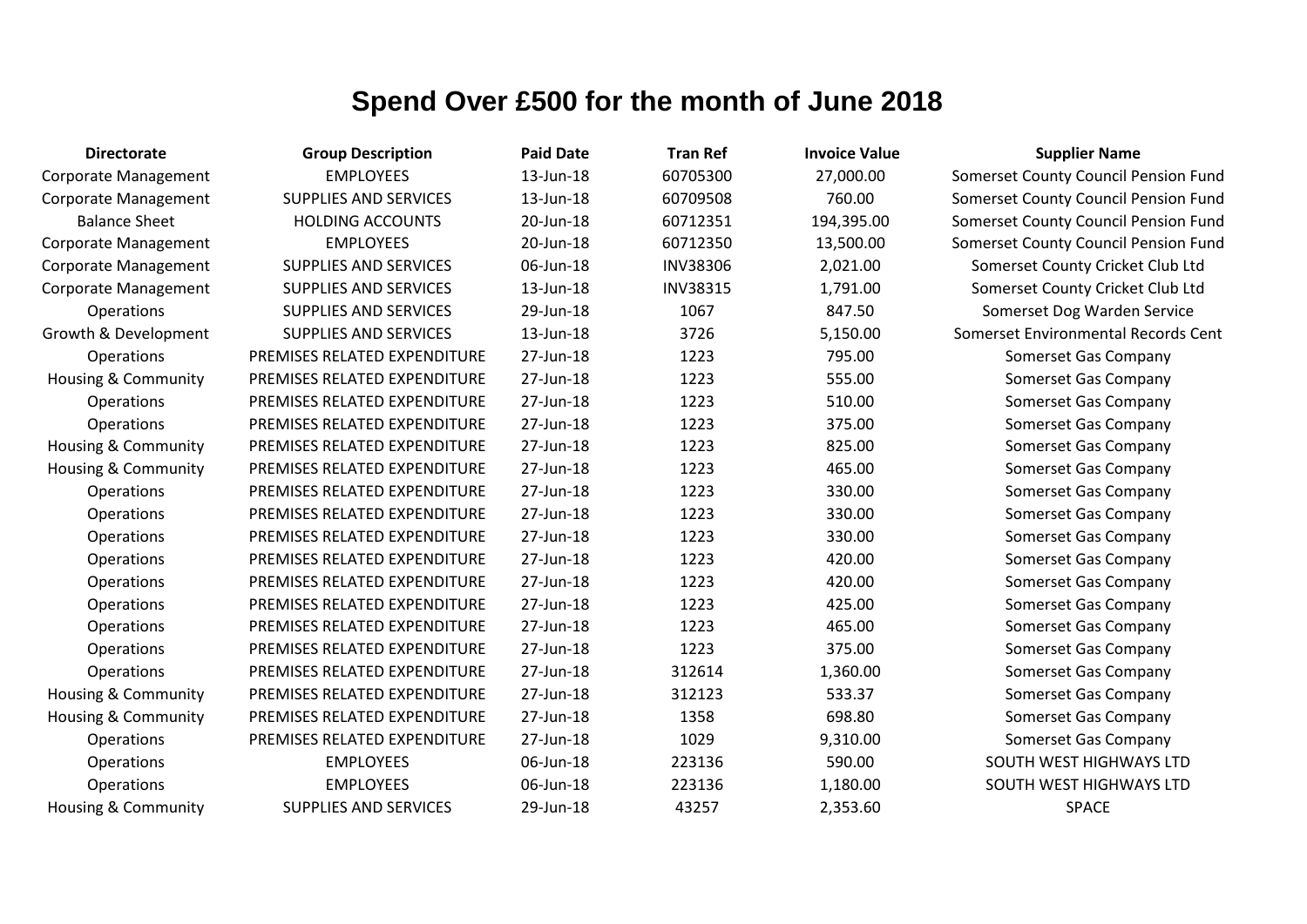# Spend Over £500 for the month of June 2018

| Directorate | Group Description | Paid Date | Tran Ref | Invoice Value | Supplier Name |
| --- | --- | --- | --- | --- | --- |
| Corporate Management | EMPLOYEES | 13-Jun-18 | 60705300 | 27,000.00 | Somerset County Council Pension Fund |
| Corporate Management | SUPPLIES AND SERVICES | 13-Jun-18 | 60709508 | 760.00 | Somerset County Council Pension Fund |
| Balance Sheet | HOLDING ACCOUNTS | 20-Jun-18 | 60712351 | 194,395.00 | Somerset County Council Pension Fund |
| Corporate Management | EMPLOYEES | 20-Jun-18 | 60712350 | 13,500.00 | Somerset County Council Pension Fund |
| Corporate Management | SUPPLIES AND SERVICES | 06-Jun-18 | INV38306 | 2,021.00 | Somerset County Cricket Club Ltd |
| Corporate Management | SUPPLIES AND SERVICES | 13-Jun-18 | INV38315 | 1,791.00 | Somerset County Cricket Club Ltd |
| Operations | SUPPLIES AND SERVICES | 29-Jun-18 | 1067 | 847.50 | Somerset Dog Warden Service |
| Growth & Development | SUPPLIES AND SERVICES | 13-Jun-18 | 3726 | 5,150.00 | Somerset Environmental Records Cent |
| Operations | PREMISES RELATED EXPENDITURE | 27-Jun-18 | 1223 | 795.00 | Somerset Gas Company |
| Housing & Community | PREMISES RELATED EXPENDITURE | 27-Jun-18 | 1223 | 555.00 | Somerset Gas Company |
| Operations | PREMISES RELATED EXPENDITURE | 27-Jun-18 | 1223 | 510.00 | Somerset Gas Company |
| Operations | PREMISES RELATED EXPENDITURE | 27-Jun-18 | 1223 | 375.00 | Somerset Gas Company |
| Housing & Community | PREMISES RELATED EXPENDITURE | 27-Jun-18 | 1223 | 825.00 | Somerset Gas Company |
| Housing & Community | PREMISES RELATED EXPENDITURE | 27-Jun-18 | 1223 | 465.00 | Somerset Gas Company |
| Operations | PREMISES RELATED EXPENDITURE | 27-Jun-18 | 1223 | 330.00 | Somerset Gas Company |
| Operations | PREMISES RELATED EXPENDITURE | 27-Jun-18 | 1223 | 330.00 | Somerset Gas Company |
| Operations | PREMISES RELATED EXPENDITURE | 27-Jun-18 | 1223 | 330.00 | Somerset Gas Company |
| Operations | PREMISES RELATED EXPENDITURE | 27-Jun-18 | 1223 | 420.00 | Somerset Gas Company |
| Operations | PREMISES RELATED EXPENDITURE | 27-Jun-18 | 1223 | 420.00 | Somerset Gas Company |
| Operations | PREMISES RELATED EXPENDITURE | 27-Jun-18 | 1223 | 425.00 | Somerset Gas Company |
| Operations | PREMISES RELATED EXPENDITURE | 27-Jun-18 | 1223 | 465.00 | Somerset Gas Company |
| Operations | PREMISES RELATED EXPENDITURE | 27-Jun-18 | 1223 | 375.00 | Somerset Gas Company |
| Operations | PREMISES RELATED EXPENDITURE | 27-Jun-18 | 312614 | 1,360.00 | Somerset Gas Company |
| Housing & Community | PREMISES RELATED EXPENDITURE | 27-Jun-18 | 312123 | 533.37 | Somerset Gas Company |
| Housing & Community | PREMISES RELATED EXPENDITURE | 27-Jun-18 | 1358 | 698.80 | Somerset Gas Company |
| Operations | PREMISES RELATED EXPENDITURE | 27-Jun-18 | 1029 | 9,310.00 | Somerset Gas Company |
| Operations | EMPLOYEES | 06-Jun-18 | 223136 | 590.00 | SOUTH WEST HIGHWAYS LTD |
| Operations | EMPLOYEES | 06-Jun-18 | 223136 | 1,180.00 | SOUTH WEST HIGHWAYS LTD |
| Housing & Community | SUPPLIES AND SERVICES | 29-Jun-18 | 43257 | 2,353.60 | SPACE |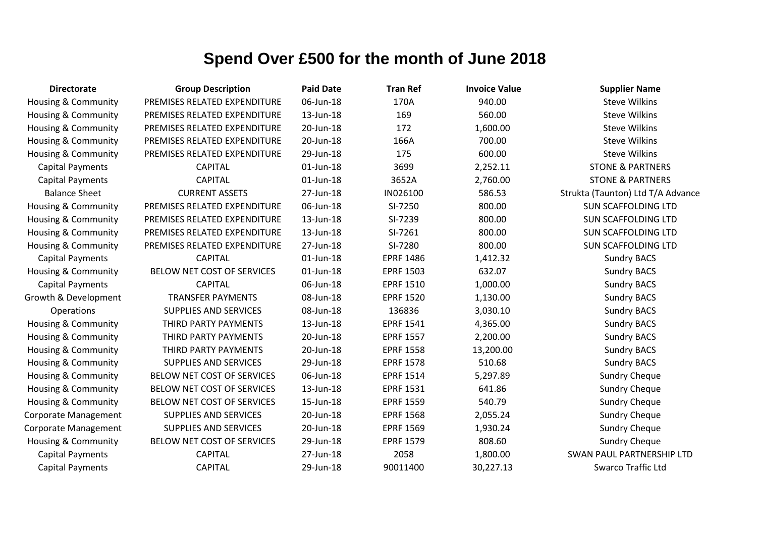# Spend Over £500 for the month of June 2018

| Directorate | Group Description | Paid Date | Tran Ref | Invoice Value | Supplier Name |
|---|---|---|---|---|---|
| Housing & Community | PREMISES RELATED EXPENDITURE | 06-Jun-18 | 170A | 940.00 | Steve Wilkins |
| Housing & Community | PREMISES RELATED EXPENDITURE | 13-Jun-18 | 169 | 560.00 | Steve Wilkins |
| Housing & Community | PREMISES RELATED EXPENDITURE | 20-Jun-18 | 172 | 1,600.00 | Steve Wilkins |
| Housing & Community | PREMISES RELATED EXPENDITURE | 20-Jun-18 | 166A | 700.00 | Steve Wilkins |
| Housing & Community | PREMISES RELATED EXPENDITURE | 29-Jun-18 | 175 | 600.00 | Steve Wilkins |
| Capital Payments | CAPITAL | 01-Jun-18 | 3699 | 2,252.11 | STONE & PARTNERS |
| Capital Payments | CAPITAL | 01-Jun-18 | 3652A | 2,760.00 | STONE & PARTNERS |
| Balance Sheet | CURRENT ASSETS | 27-Jun-18 | IN026100 | 586.53 | Strukta (Taunton) Ltd T/A Advance |
| Housing & Community | PREMISES RELATED EXPENDITURE | 06-Jun-18 | SI-7250 | 800.00 | SUN SCAFFOLDING LTD |
| Housing & Community | PREMISES RELATED EXPENDITURE | 13-Jun-18 | SI-7239 | 800.00 | SUN SCAFFOLDING LTD |
| Housing & Community | PREMISES RELATED EXPENDITURE | 13-Jun-18 | SI-7261 | 800.00 | SUN SCAFFOLDING LTD |
| Housing & Community | PREMISES RELATED EXPENDITURE | 27-Jun-18 | SI-7280 | 800.00 | SUN SCAFFOLDING LTD |
| Capital Payments | CAPITAL | 01-Jun-18 | EPRF 1486 | 1,412.32 | Sundry BACS |
| Housing & Community | BELOW NET COST OF SERVICES | 01-Jun-18 | EPRF 1503 | 632.07 | Sundry BACS |
| Capital Payments | CAPITAL | 06-Jun-18 | EPRF 1510 | 1,000.00 | Sundry BACS |
| Growth & Development | TRANSFER PAYMENTS | 08-Jun-18 | EPRF 1520 | 1,130.00 | Sundry BACS |
| Operations | SUPPLIES AND SERVICES | 08-Jun-18 | 136836 | 3,030.10 | Sundry BACS |
| Housing & Community | THIRD PARTY PAYMENTS | 13-Jun-18 | EPRF 1541 | 4,365.00 | Sundry BACS |
| Housing & Community | THIRD PARTY PAYMENTS | 20-Jun-18 | EPRF 1557 | 2,200.00 | Sundry BACS |
| Housing & Community | THIRD PARTY PAYMENTS | 20-Jun-18 | EPRF 1558 | 13,200.00 | Sundry BACS |
| Housing & Community | SUPPLIES AND SERVICES | 29-Jun-18 | EPRF 1578 | 510.68 | Sundry BACS |
| Housing & Community | BELOW NET COST OF SERVICES | 06-Jun-18 | EPRF 1514 | 5,297.89 | Sundry Cheque |
| Housing & Community | BELOW NET COST OF SERVICES | 13-Jun-18 | EPRF 1531 | 641.86 | Sundry Cheque |
| Housing & Community | BELOW NET COST OF SERVICES | 15-Jun-18 | EPRF 1559 | 540.79 | Sundry Cheque |
| Corporate Management | SUPPLIES AND SERVICES | 20-Jun-18 | EPRF 1568 | 2,055.24 | Sundry Cheque |
| Corporate Management | SUPPLIES AND SERVICES | 20-Jun-18 | EPRF 1569 | 1,930.24 | Sundry Cheque |
| Housing & Community | BELOW NET COST OF SERVICES | 29-Jun-18 | EPRF 1579 | 808.60 | Sundry Cheque |
| Capital Payments | CAPITAL | 27-Jun-18 | 2058 | 1,800.00 | SWAN PAUL PARTNERSHIP LTD |
| Capital Payments | CAPITAL | 29-Jun-18 | 90011400 | 30,227.13 | Swarco Traffic Ltd |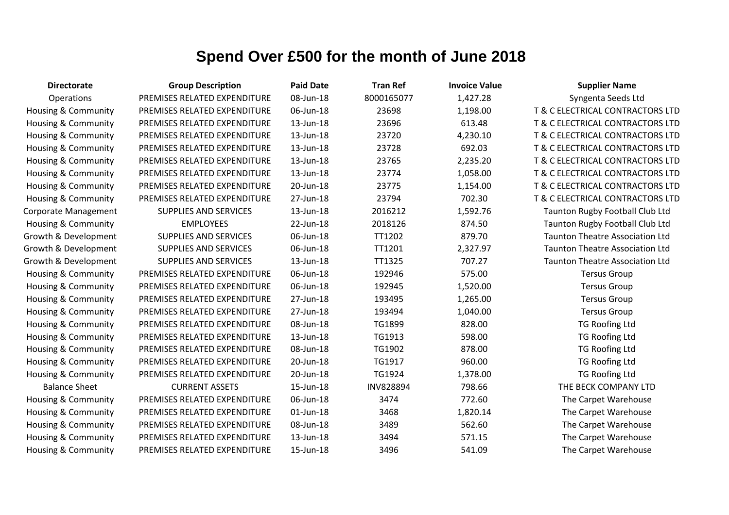# Spend Over £500 for the month of June 2018

| Directorate | Group Description | Paid Date | Tran Ref | Invoice Value | Supplier Name |
|---|---|---|---|---|---|
| Operations | PREMISES RELATED EXPENDITURE | 08-Jun-18 | 8000165077 | 1,427.28 | Syngenta Seeds Ltd |
| Housing & Community | PREMISES RELATED EXPENDITURE | 06-Jun-18 | 23698 | 1,198.00 | T & C ELECTRICAL CONTRACTORS LTD |
| Housing & Community | PREMISES RELATED EXPENDITURE | 13-Jun-18 | 23696 | 613.48 | T & C ELECTRICAL CONTRACTORS LTD |
| Housing & Community | PREMISES RELATED EXPENDITURE | 13-Jun-18 | 23720 | 4,230.10 | T & C ELECTRICAL CONTRACTORS LTD |
| Housing & Community | PREMISES RELATED EXPENDITURE | 13-Jun-18 | 23728 | 692.03 | T & C ELECTRICAL CONTRACTORS LTD |
| Housing & Community | PREMISES RELATED EXPENDITURE | 13-Jun-18 | 23765 | 2,235.20 | T & C ELECTRICAL CONTRACTORS LTD |
| Housing & Community | PREMISES RELATED EXPENDITURE | 13-Jun-18 | 23774 | 1,058.00 | T & C ELECTRICAL CONTRACTORS LTD |
| Housing & Community | PREMISES RELATED EXPENDITURE | 20-Jun-18 | 23775 | 1,154.00 | T & C ELECTRICAL CONTRACTORS LTD |
| Housing & Community | PREMISES RELATED EXPENDITURE | 27-Jun-18 | 23794 | 702.30 | T & C ELECTRICAL CONTRACTORS LTD |
| Corporate Management | SUPPLIES AND SERVICES | 13-Jun-18 | 2016212 | 1,592.76 | Taunton Rugby Football Club Ltd |
| Housing & Community | EMPLOYEES | 22-Jun-18 | 2018126 | 874.50 | Taunton Rugby Football Club Ltd |
| Growth & Development | SUPPLIES AND SERVICES | 06-Jun-18 | TT1202 | 879.70 | Taunton Theatre Association Ltd |
| Growth & Development | SUPPLIES AND SERVICES | 06-Jun-18 | TT1201 | 2,327.97 | Taunton Theatre Association Ltd |
| Growth & Development | SUPPLIES AND SERVICES | 13-Jun-18 | TT1325 | 707.27 | Taunton Theatre Association Ltd |
| Housing & Community | PREMISES RELATED EXPENDITURE | 06-Jun-18 | 192946 | 575.00 | Tersus Group |
| Housing & Community | PREMISES RELATED EXPENDITURE | 06-Jun-18 | 192945 | 1,520.00 | Tersus Group |
| Housing & Community | PREMISES RELATED EXPENDITURE | 27-Jun-18 | 193495 | 1,265.00 | Tersus Group |
| Housing & Community | PREMISES RELATED EXPENDITURE | 27-Jun-18 | 193494 | 1,040.00 | Tersus Group |
| Housing & Community | PREMISES RELATED EXPENDITURE | 08-Jun-18 | TG1899 | 828.00 | TG Roofing Ltd |
| Housing & Community | PREMISES RELATED EXPENDITURE | 13-Jun-18 | TG1913 | 598.00 | TG Roofing Ltd |
| Housing & Community | PREMISES RELATED EXPENDITURE | 08-Jun-18 | TG1902 | 878.00 | TG Roofing Ltd |
| Housing & Community | PREMISES RELATED EXPENDITURE | 20-Jun-18 | TG1917 | 960.00 | TG Roofing Ltd |
| Housing & Community | PREMISES RELATED EXPENDITURE | 20-Jun-18 | TG1924 | 1,378.00 | TG Roofing Ltd |
| Balance Sheet | CURRENT ASSETS | 15-Jun-18 | INV828894 | 798.66 | THE BECK COMPANY LTD |
| Housing & Community | PREMISES RELATED EXPENDITURE | 06-Jun-18 | 3474 | 772.60 | The Carpet Warehouse |
| Housing & Community | PREMISES RELATED EXPENDITURE | 01-Jun-18 | 3468 | 1,820.14 | The Carpet Warehouse |
| Housing & Community | PREMISES RELATED EXPENDITURE | 08-Jun-18 | 3489 | 562.60 | The Carpet Warehouse |
| Housing & Community | PREMISES RELATED EXPENDITURE | 13-Jun-18 | 3494 | 571.15 | The Carpet Warehouse |
| Housing & Community | PREMISES RELATED EXPENDITURE | 15-Jun-18 | 3496 | 541.09 | The Carpet Warehouse |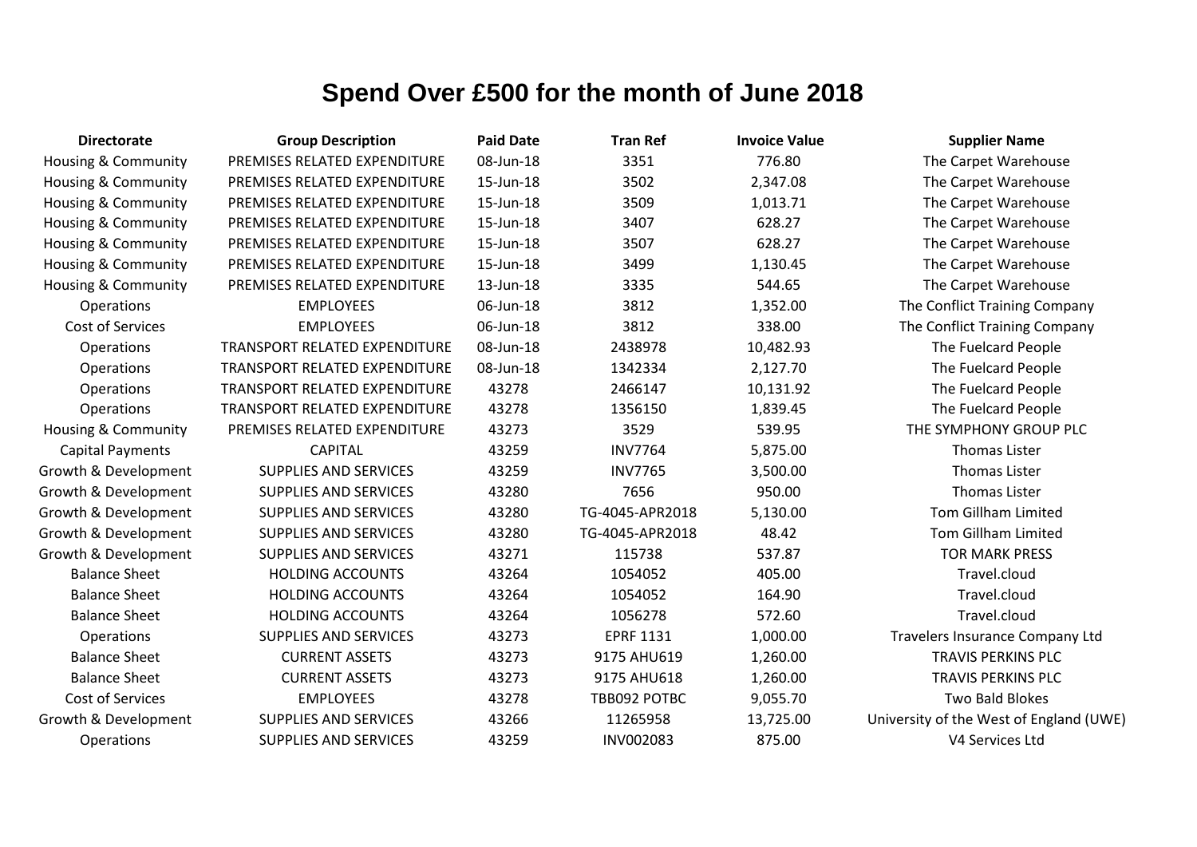# Spend Over £500 for the month of June 2018

| Directorate | Group Description | Paid Date | Tran Ref | Invoice Value | Supplier Name |
|---|---|---|---|---|---|
| Housing & Community | PREMISES RELATED EXPENDITURE | 08-Jun-18 | 3351 | 776.80 | The Carpet Warehouse |
| Housing & Community | PREMISES RELATED EXPENDITURE | 15-Jun-18 | 3502 | 2,347.08 | The Carpet Warehouse |
| Housing & Community | PREMISES RELATED EXPENDITURE | 15-Jun-18 | 3509 | 1,013.71 | The Carpet Warehouse |
| Housing & Community | PREMISES RELATED EXPENDITURE | 15-Jun-18 | 3407 | 628.27 | The Carpet Warehouse |
| Housing & Community | PREMISES RELATED EXPENDITURE | 15-Jun-18 | 3507 | 628.27 | The Carpet Warehouse |
| Housing & Community | PREMISES RELATED EXPENDITURE | 15-Jun-18 | 3499 | 1,130.45 | The Carpet Warehouse |
| Housing & Community | PREMISES RELATED EXPENDITURE | 13-Jun-18 | 3335 | 544.65 | The Carpet Warehouse |
| Operations | EMPLOYEES | 06-Jun-18 | 3812 | 1,352.00 | The Conflict Training Company |
| Cost of Services | EMPLOYEES | 06-Jun-18 | 3812 | 338.00 | The Conflict Training Company |
| Operations | TRANSPORT RELATED EXPENDITURE | 08-Jun-18 | 2438978 | 10,482.93 | The Fuelcard People |
| Operations | TRANSPORT RELATED EXPENDITURE | 08-Jun-18 | 1342334 | 2,127.70 | The Fuelcard People |
| Operations | TRANSPORT RELATED EXPENDITURE | 43278 | 2466147 | 10,131.92 | The Fuelcard People |
| Operations | TRANSPORT RELATED EXPENDITURE | 43278 | 1356150 | 1,839.45 | The Fuelcard People |
| Housing & Community | PREMISES RELATED EXPENDITURE | 43273 | 3529 | 539.95 | THE SYMPHONY GROUP PLC |
| Capital Payments | CAPITAL | 43259 | INV7764 | 5,875.00 | Thomas Lister |
| Growth & Development | SUPPLIES AND SERVICES | 43259 | INV7765 | 3,500.00 | Thomas Lister |
| Growth & Development | SUPPLIES AND SERVICES | 43280 | 7656 | 950.00 | Thomas Lister |
| Growth & Development | SUPPLIES AND SERVICES | 43280 | TG-4045-APR2018 | 5,130.00 | Tom Gillham Limited |
| Growth & Development | SUPPLIES AND SERVICES | 43280 | TG-4045-APR2018 | 48.42 | Tom Gillham Limited |
| Growth & Development | SUPPLIES AND SERVICES | 43271 | 115738 | 537.87 | TOR MARK PRESS |
| Balance Sheet | HOLDING ACCOUNTS | 43264 | 1054052 | 405.00 | Travel.cloud |
| Balance Sheet | HOLDING ACCOUNTS | 43264 | 1054052 | 164.90 | Travel.cloud |
| Balance Sheet | HOLDING ACCOUNTS | 43264 | 1056278 | 572.60 | Travel.cloud |
| Operations | SUPPLIES AND SERVICES | 43273 | EPRF 1131 | 1,000.00 | Travelers Insurance Company Ltd |
| Balance Sheet | CURRENT ASSETS | 43273 | 9175 AHU619 | 1,260.00 | TRAVIS PERKINS PLC |
| Balance Sheet | CURRENT ASSETS | 43273 | 9175 AHU618 | 1,260.00 | TRAVIS PERKINS PLC |
| Cost of Services | EMPLOYEES | 43278 | TBB092 POTBC | 9,055.70 | Two Bald Blokes |
| Growth & Development | SUPPLIES AND SERVICES | 43266 | 11265958 | 13,725.00 | University of the West of England (UWE) |
| Operations | SUPPLIES AND SERVICES | 43259 | INV002083 | 875.00 | V4 Services Ltd |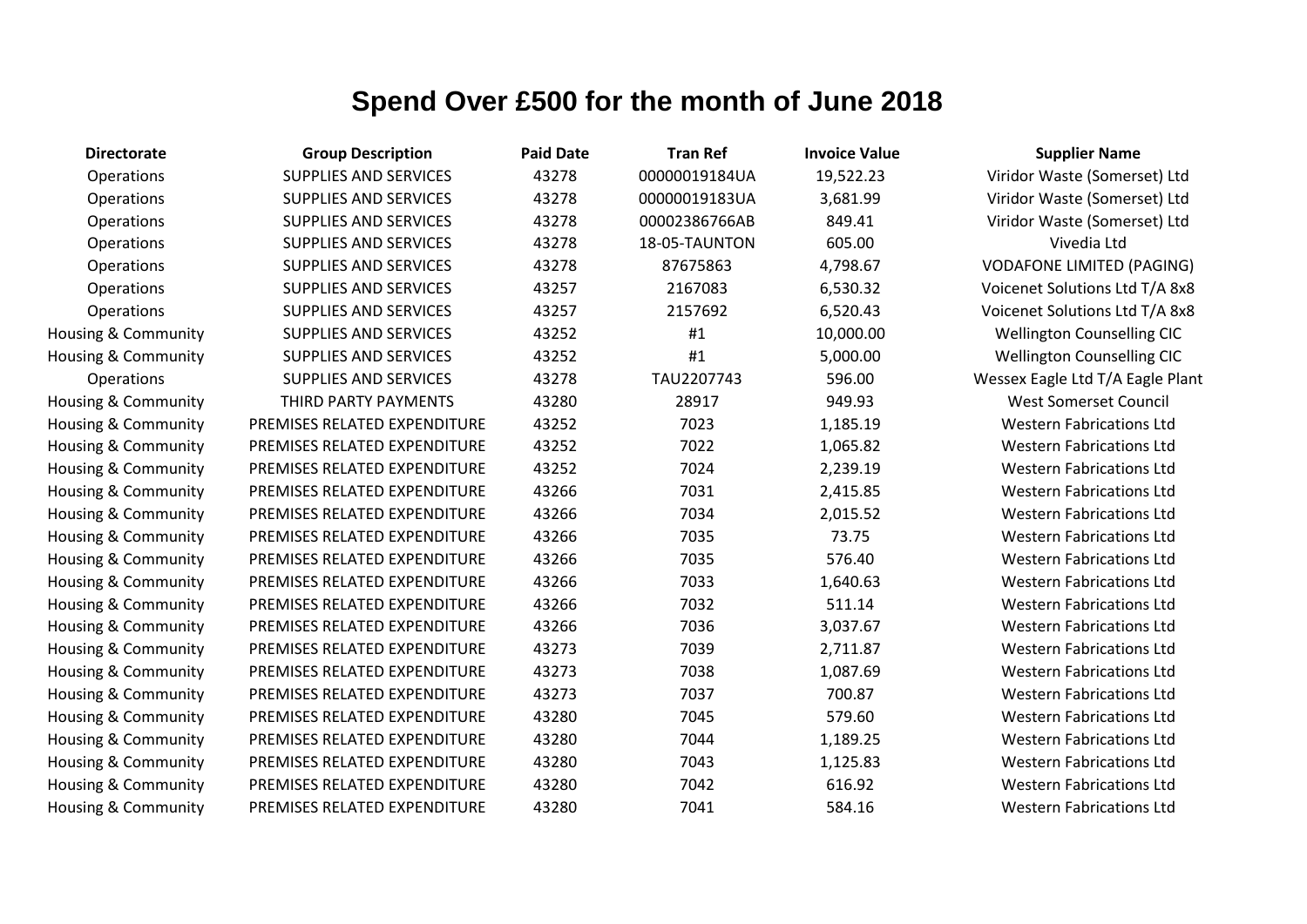# Spend Over £500 for the month of June 2018

| Directorate | Group Description | Paid Date | Tran Ref | Invoice Value | Supplier Name |
|---|---|---|---|---|---|
| Operations | SUPPLIES AND SERVICES | 43278 | 00000019184UA | 19,522.23 | Viridor Waste (Somerset) Ltd |
| Operations | SUPPLIES AND SERVICES | 43278 | 00000019183UA | 3,681.99 | Viridor Waste (Somerset) Ltd |
| Operations | SUPPLIES AND SERVICES | 43278 | 00002386766AB | 849.41 | Viridor Waste (Somerset) Ltd |
| Operations | SUPPLIES AND SERVICES | 43278 | 18-05-TAUNTON | 605.00 | Vivedia Ltd |
| Operations | SUPPLIES AND SERVICES | 43278 | 87675863 | 4,798.67 | VODAFONE LIMITED (PAGING) |
| Operations | SUPPLIES AND SERVICES | 43257 | 2167083 | 6,530.32 | Voicenet Solutions Ltd T/A 8x8 |
| Operations | SUPPLIES AND SERVICES | 43257 | 2157692 | 6,520.43 | Voicenet Solutions Ltd T/A 8x8 |
| Housing & Community | SUPPLIES AND SERVICES | 43252 | #1 | 10,000.00 | Wellington Counselling CIC |
| Housing & Community | SUPPLIES AND SERVICES | 43252 | #1 | 5,000.00 | Wellington Counselling CIC |
| Operations | SUPPLIES AND SERVICES | 43278 | TAU2207743 | 596.00 | Wessex Eagle Ltd T/A Eagle Plant |
| Housing & Community | THIRD PARTY PAYMENTS | 43280 | 28917 | 949.93 | West Somerset Council |
| Housing & Community | PREMISES RELATED EXPENDITURE | 43252 | 7023 | 1,185.19 | Western Fabrications Ltd |
| Housing & Community | PREMISES RELATED EXPENDITURE | 43252 | 7022 | 1,065.82 | Western Fabrications Ltd |
| Housing & Community | PREMISES RELATED EXPENDITURE | 43252 | 7024 | 2,239.19 | Western Fabrications Ltd |
| Housing & Community | PREMISES RELATED EXPENDITURE | 43266 | 7031 | 2,415.85 | Western Fabrications Ltd |
| Housing & Community | PREMISES RELATED EXPENDITURE | 43266 | 7034 | 2,015.52 | Western Fabrications Ltd |
| Housing & Community | PREMISES RELATED EXPENDITURE | 43266 | 7035 | 73.75 | Western Fabrications Ltd |
| Housing & Community | PREMISES RELATED EXPENDITURE | 43266 | 7035 | 576.40 | Western Fabrications Ltd |
| Housing & Community | PREMISES RELATED EXPENDITURE | 43266 | 7033 | 1,640.63 | Western Fabrications Ltd |
| Housing & Community | PREMISES RELATED EXPENDITURE | 43266 | 7032 | 511.14 | Western Fabrications Ltd |
| Housing & Community | PREMISES RELATED EXPENDITURE | 43266 | 7036 | 3,037.67 | Western Fabrications Ltd |
| Housing & Community | PREMISES RELATED EXPENDITURE | 43273 | 7039 | 2,711.87 | Western Fabrications Ltd |
| Housing & Community | PREMISES RELATED EXPENDITURE | 43273 | 7038 | 1,087.69 | Western Fabrications Ltd |
| Housing & Community | PREMISES RELATED EXPENDITURE | 43273 | 7037 | 700.87 | Western Fabrications Ltd |
| Housing & Community | PREMISES RELATED EXPENDITURE | 43280 | 7045 | 579.60 | Western Fabrications Ltd |
| Housing & Community | PREMISES RELATED EXPENDITURE | 43280 | 7044 | 1,189.25 | Western Fabrications Ltd |
| Housing & Community | PREMISES RELATED EXPENDITURE | 43280 | 7043 | 1,125.83 | Western Fabrications Ltd |
| Housing & Community | PREMISES RELATED EXPENDITURE | 43280 | 7042 | 616.92 | Western Fabrications Ltd |
| Housing & Community | PREMISES RELATED EXPENDITURE | 43280 | 7041 | 584.16 | Western Fabrications Ltd |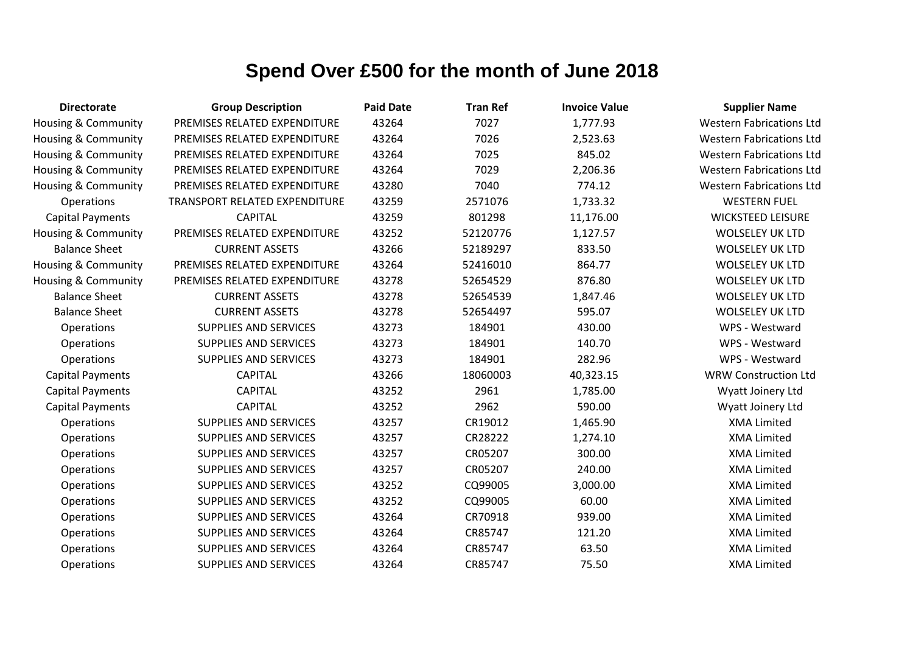# Spend Over £500 for the month of June 2018

| Directorate | Group Description | Paid Date | Tran Ref | Invoice Value | Supplier Name |
|---|---|---|---|---|---|
| Housing & Community | PREMISES RELATED EXPENDITURE | 43264 | 7027 | 1,777.93 | Western Fabrications Ltd |
| Housing & Community | PREMISES RELATED EXPENDITURE | 43264 | 7026 | 2,523.63 | Western Fabrications Ltd |
| Housing & Community | PREMISES RELATED EXPENDITURE | 43264 | 7025 | 845.02 | Western Fabrications Ltd |
| Housing & Community | PREMISES RELATED EXPENDITURE | 43264 | 7029 | 2,206.36 | Western Fabrications Ltd |
| Housing & Community | PREMISES RELATED EXPENDITURE | 43280 | 7040 | 774.12 | Western Fabrications Ltd |
| Operations | TRANSPORT RELATED EXPENDITURE | 43259 | 2571076 | 1,733.32 | WESTERN FUEL |
| Capital Payments | CAPITAL | 43259 | 801298 | 11,176.00 | WICKSTEED LEISURE |
| Housing & Community | PREMISES RELATED EXPENDITURE | 43252 | 52120776 | 1,127.57 | WOLSELEY UK LTD |
| Balance Sheet | CURRENT ASSETS | 43266 | 52189297 | 833.50 | WOLSELEY UK LTD |
| Housing & Community | PREMISES RELATED EXPENDITURE | 43264 | 52416010 | 864.77 | WOLSELEY UK LTD |
| Housing & Community | PREMISES RELATED EXPENDITURE | 43278 | 52654529 | 876.80 | WOLSELEY UK LTD |
| Balance Sheet | CURRENT ASSETS | 43278 | 52654539 | 1,847.46 | WOLSELEY UK LTD |
| Balance Sheet | CURRENT ASSETS | 43278 | 52654497 | 595.07 | WOLSELEY UK LTD |
| Operations | SUPPLIES AND SERVICES | 43273 | 184901 | 430.00 | WPS - Westward |
| Operations | SUPPLIES AND SERVICES | 43273 | 184901 | 140.70 | WPS - Westward |
| Operations | SUPPLIES AND SERVICES | 43273 | 184901 | 282.96 | WPS - Westward |
| Capital Payments | CAPITAL | 43266 | 18060003 | 40,323.15 | WRW Construction Ltd |
| Capital Payments | CAPITAL | 43252 | 2961 | 1,785.00 | Wyatt Joinery Ltd |
| Capital Payments | CAPITAL | 43252 | 2962 | 590.00 | Wyatt Joinery Ltd |
| Operations | SUPPLIES AND SERVICES | 43257 | CR19012 | 1,465.90 | XMA Limited |
| Operations | SUPPLIES AND SERVICES | 43257 | CR28222 | 1,274.10 | XMA Limited |
| Operations | SUPPLIES AND SERVICES | 43257 | CR05207 | 300.00 | XMA Limited |
| Operations | SUPPLIES AND SERVICES | 43257 | CR05207 | 240.00 | XMA Limited |
| Operations | SUPPLIES AND SERVICES | 43252 | CQ99005 | 3,000.00 | XMA Limited |
| Operations | SUPPLIES AND SERVICES | 43252 | CQ99005 | 60.00 | XMA Limited |
| Operations | SUPPLIES AND SERVICES | 43264 | CR70918 | 939.00 | XMA Limited |
| Operations | SUPPLIES AND SERVICES | 43264 | CR85747 | 121.20 | XMA Limited |
| Operations | SUPPLIES AND SERVICES | 43264 | CR85747 | 63.50 | XMA Limited |
| Operations | SUPPLIES AND SERVICES | 43264 | CR85747 | 75.50 | XMA Limited |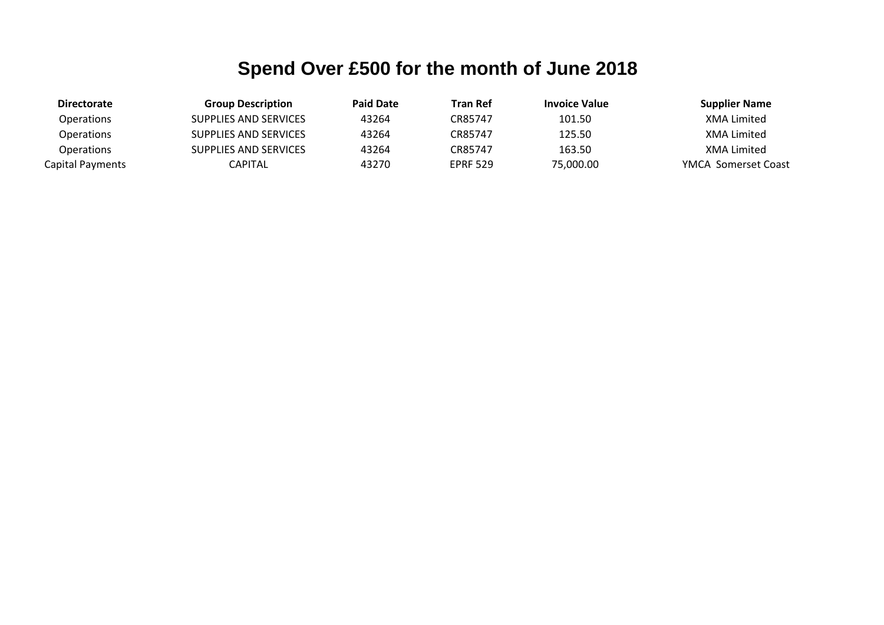# Spend Over £500 for the month of June 2018

| Directorate | Group Description | Paid Date | Tran Ref | Invoice Value | Supplier Name |
| --- | --- | --- | --- | --- | --- |
| Operations | SUPPLIES AND SERVICES | 43264 | CR85747 | 101.50 | XMA Limited |
| Operations | SUPPLIES AND SERVICES | 43264 | CR85747 | 125.50 | XMA Limited |
| Operations | SUPPLIES AND SERVICES | 43264 | CR85747 | 163.50 | XMA Limited |
| Capital Payments | CAPITAL | 43270 | EPRF 529 | 75,000.00 | YMCA Somerset Coast |